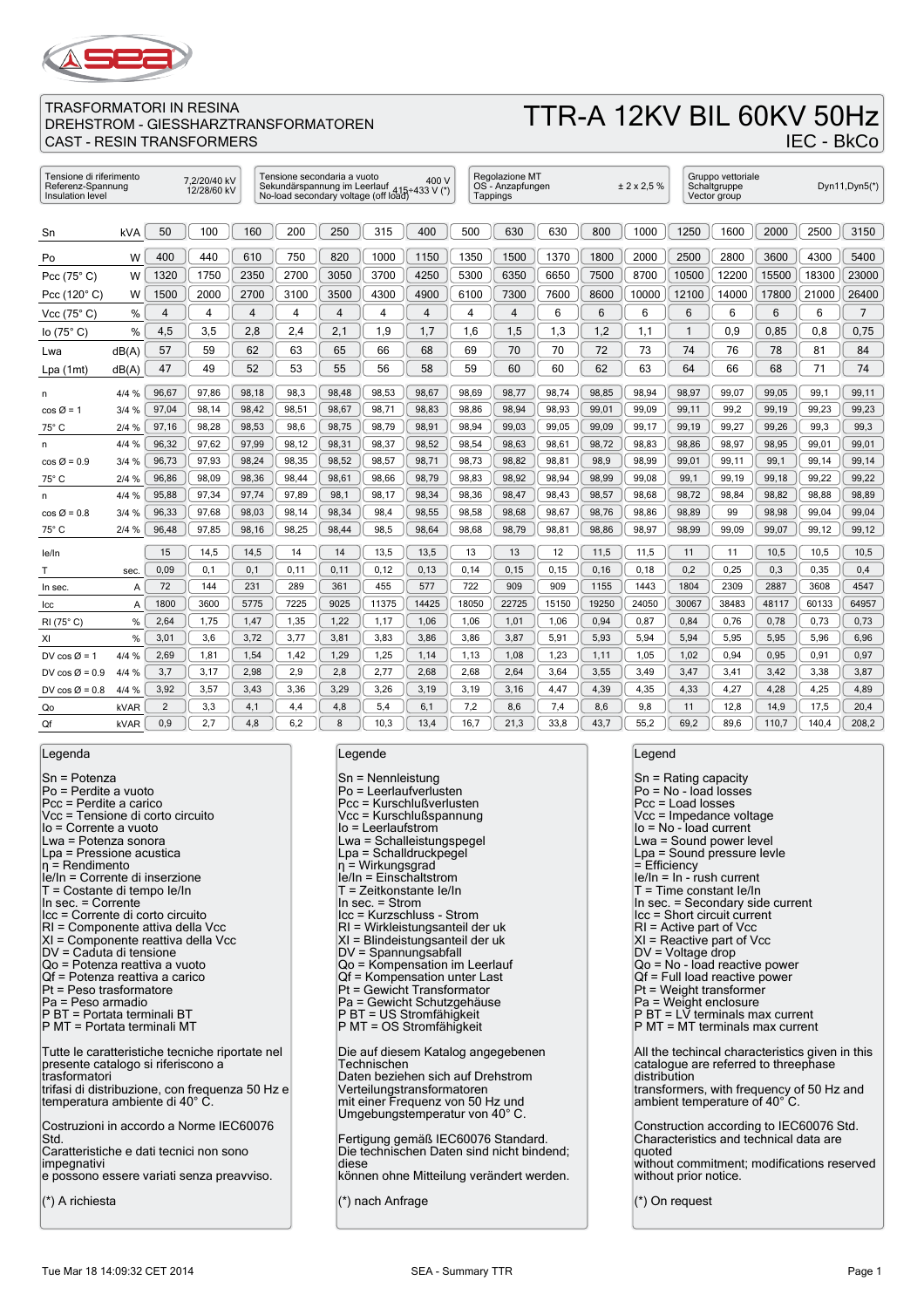TRASFORMATORI IN RESINA
DREHSTROM - GIESSHARZTRANSFORMATOREN
CAST - RESIN TRANSFORMERS

# TTR-A 12KV BIL 60KV 50Hz

IEC - BkCo

| | | | |
|---|---|---|---|
| Tensione di riferimento / Referenz-Spannung / Insulation level: 7,2/20/40 kV 12/28/60 kV | Tensione secondaria a vuoto / Sekundärspannung im Leerlauf / No-load secondary voltage (off load): 400 V 415÷433 V (*) | Regolazione MT / OS - Anzapfungen / Tappings: ± 2 x 2,5 % | Gruppo vettoriale / Schaltgruppe / Vector group: Dyn11,Dyn5(*) |

| | | | | | | | | | | | | | | | | | | |
|---|---|---|---|---|---|---|---|---|---|---|---|---|---|---|---|---|---|---|
| Sn | kVA | 50 | 100 | 160 | 200 | 250 | 315 | 400 | 500 | 630 | 630 | 800 | 1000 | 1250 | 1600 | 2000 | 2500 | 3150 |
| Po | W | 400 | 440 | 610 | 750 | 820 | 1000 | 1150 | 1350 | 1500 | 1370 | 1800 | 2000 | 2500 | 2800 | 3600 | 4300 | 5400 |
| Pcc (75° C) | W | 1320 | 1750 | 2350 | 2700 | 3050 | 3700 | 4250 | 5300 | 6350 | 6650 | 7500 | 8700 | 10500 | 12200 | 15500 | 18300 | 23000 |
| Pcc (120° C) | W | 1500 | 2000 | 2700 | 3100 | 3500 | 4300 | 4900 | 6100 | 7300 | 7600 | 8600 | 10000 | 12100 | 14000 | 17800 | 21000 | 26400 |
| Vcc (75° C) | % | 4 | 4 | 4 | 4 | 4 | 4 | 4 | 4 | 4 | 6 | 6 | 6 | 6 | 6 | 6 | 6 | 7 |
| Io (75° C) | % | 4,5 | 3,5 | 2,8 | 2,4 | 2,1 | 1,9 | 1,7 | 1,6 | 1,5 | 1,3 | 1,2 | 1,1 | 1 | 0,9 | 0,85 | 0,8 | 0,75 |
| Lwa | dB(A) | 57 | 59 | 62 | 63 | 65 | 66 | 68 | 69 | 70 | 70 | 72 | 73 | 74 | 76 | 78 | 81 | 84 |
| Lpa (1mt) | dB(A) | 47 | 49 | 52 | 53 | 55 | 56 | 58 | 59 | 60 | 60 | 62 | 63 | 64 | 66 | 68 | 71 | 74 |
| η | 4/4 % | 96,67 | 97,86 | 98,18 | 98,3 | 98,48 | 98,53 | 98,67 | 98,69 | 98,77 | 98,74 | 98,85 | 98,94 | 98,97 | 99,07 | 99,05 | 99,1 | 99,11 |
| cos Ø = 1 | 3/4 % | 97,04 | 98,14 | 98,42 | 98,51 | 98,67 | 98,71 | 98,83 | 98,86 | 98,94 | 98,93 | 99,01 | 99,09 | 99,11 | 99,2 | 99,19 | 99,23 | 99,23 |
| 75° C | 2/4 % | 97,16 | 98,28 | 98,53 | 98,6 | 98,75 | 98,79 | 98,91 | 98,94 | 99,03 | 99,05 | 99,09 | 99,17 | 99,19 | 99,27 | 99,26 | 99,3 | 99,3 |
| η | 4/4 % | 96,32 | 97,62 | 97,99 | 98,12 | 98,31 | 98,37 | 98,52 | 98,54 | 98,63 | 98,61 | 98,72 | 98,83 | 98,86 | 98,97 | 98,95 | 99,01 | 99,01 |
| cos Ø = 0.9 | 3/4 % | 96,73 | 97,93 | 98,24 | 98,35 | 98,52 | 98,57 | 98,71 | 98,73 | 98,82 | 98,81 | 98,9 | 98,99 | 99,01 | 99,11 | 99,1 | 99,14 | 99,14 |
| 75° C | 2/4 % | 96,86 | 98,09 | 98,36 | 98,44 | 98,61 | 98,66 | 98,79 | 98,83 | 98,92 | 98,94 | 98,99 | 99,08 | 99,1 | 99,19 | 99,18 | 99,22 | 99,22 |
| η | 4/4 % | 95,88 | 97,34 | 97,74 | 97,89 | 98,1 | 98,17 | 98,34 | 98,36 | 98,47 | 98,43 | 98,57 | 98,68 | 98,72 | 98,84 | 98,82 | 98,88 | 98,89 |
| cos Ø = 0.8 | 3/4 % | 96,33 | 97,68 | 98,03 | 98,14 | 98,34 | 98,4 | 98,55 | 98,58 | 98,68 | 98,67 | 98,76 | 98,86 | 98,89 | 99 | 98,98 | 99,04 | 99,04 |
| 75° C | 2/4 % | 96,48 | 97,85 | 98,16 | 98,25 | 98,44 | 98,5 | 98,64 | 98,68 | 98,79 | 98,81 | 98,86 | 98,97 | 98,99 | 99,09 | 99,07 | 99,12 | 99,12 |
| Ie/In | | 15 | 14,5 | 14,5 | 14 | 14 | 13,5 | 13,5 | 13 | 13 | 12 | 11,5 | 11,5 | 11 | 11 | 10,5 | 10,5 | 10,5 |
| T | sec. | 0,09 | 0,1 | 0,1 | 0,11 | 0,11 | 0,12 | 0,13 | 0,14 | 0,15 | 0,15 | 0,16 | 0,18 | 0,2 | 0,25 | 0,3 | 0,35 | 0,4 |
| In sec. | A | 72 | 144 | 231 | 289 | 361 | 455 | 577 | 722 | 909 | 909 | 1155 | 1443 | 1804 | 2309 | 2887 | 3608 | 4547 |
| Icc | A | 1800 | 3600 | 5775 | 7225 | 9025 | 11375 | 14425 | 18050 | 22725 | 15150 | 19250 | 24050 | 30067 | 38483 | 48117 | 60133 | 64957 |
| Rl (75° C) | % | 2,64 | 1,75 | 1,47 | 1,35 | 1,22 | 1,17 | 1,06 | 1,06 | 1,01 | 1,06 | 0,94 | 0,87 | 0,84 | 0,76 | 0,78 | 0,73 | 0,73 |
| Xl | % | 3,01 | 3,6 | 3,72 | 3,77 | 3,81 | 3,83 | 3,86 | 3,86 | 3,87 | 5,91 | 5,93 | 5,94 | 5,94 | 5,95 | 5,95 | 5,96 | 6,96 |
| DV cos Ø = 1 | 4/4 % | 2,69 | 1,81 | 1,54 | 1,42 | 1,29 | 1,25 | 1,14 | 1,13 | 1,08 | 1,23 | 1,11 | 1,05 | 1,02 | 0,94 | 0,95 | 0,91 | 0,97 |
| DV cos Ø = 0.9 | 4/4 % | 3,7 | 3,17 | 2,98 | 2,9 | 2,8 | 2,77 | 2,68 | 2,68 | 2,64 | 3,64 | 3,55 | 3,49 | 3,47 | 3,41 | 3,42 | 3,38 | 3,87 |
| DV cos Ø = 0.8 | 4/4 % | 3,92 | 3,57 | 3,43 | 3,36 | 3,29 | 3,26 | 3,19 | 3,19 | 3,16 | 4,47 | 4,39 | 4,35 | 4,33 | 4,27 | 4,28 | 4,25 | 4,89 |
| Qo | kVAR | 2 | 3,3 | 4,1 | 4,4 | 4,8 | 5,4 | 6,1 | 7,2 | 8,6 | 7,4 | 8,6 | 9,8 | 11 | 12,8 | 14,9 | 17,5 | 20,4 |
| Qf | kVAR | 0,9 | 2,7 | 4,8 | 6,2 | 8 | 10,3 | 13,4 | 16,7 | 21,3 | 33,8 | 43,7 | 55,2 | 69,2 | 89,6 | 110,7 | 140,4 | 208,2 |

## Legenda

Sn = Potenza
Po = Perdite a vuoto
Pcc = Perdite a carico
Vcc = Tensione di corto circuito
Io = Corrente a vuoto
Lwa = Potenza sonora
Lpa = Pressione acustica
η = Rendimento
Ie/In = Corrente di inserzione
T = Costante di tempo Ie/In
In sec. = Corrente
Icc = Corrente di corto circuito
Rl = Componente attiva della Vcc
Xl = Componente reattiva della Vcc
DV = Caduta di tensione
Qo = Potenza reattiva a vuoto
Qf = Potenza reattiva a carico
Pt = Peso trasformatore
Pa = Peso armadio
P BT = Portata terminali BT
P MT = Portata terminali MT

Tutte le caratteristiche tecniche riportate nel presente catalogo si riferiscono a trasformatori trifasi di distribuzione, con frequenza 50 Hz e temperatura ambiente di 40° C.

Costruzioni in accordo a Norme IEC60076 Std.
Caratteristiche e dati tecnici non sono impegnativi e possono essere variati senza preavviso.

(*) A richiesta

## Legende

Sn = Nennleistung
Po = Leerlaufverlusten
Pcc = Kurschlußverlusten
Vcc = Kurschlußspannung
Io = Leerlaufstrom
Lwa = Schalleistungspegel
Lpa = Schalldruckpegel
η = Wirkungsgrad
Ie/In = Einschaltstrom
T = Zeitkonstante Ie/In
In sec. = Strom
Icc = Kurzschluss - Strom
Rl = Wirkleistungsanteil der uk
Xl = Blindleistungsanteil der uk
DV = Spannungsabfall
Qo = Kompensation im Leerlauf
Qf = Kompensation unter Last
Pt = Gewicht Transformator
Pa = Gewicht Schutzgehäuse
P BT = US Stromfähigkeit
P MT = OS Stromfähigkeit

Die auf diesem Katalog angegebenen Technischen Daten beziehen sich auf Drehstrom Verteilungstransformatoren mit einer Frequenz von 50 Hz und Umgebungstemperatur von 40° C.

Fertigung gemäß IEC60076 Standard.
Die technischen Daten sind nicht bindend; diese können ohne Mitteilung verändert werden.

(*) nach Anfrage

## Legend

Sn = Rating capacity
Po = No - load losses
Pcc = Load losses
Vcc = Impedance voltage
Io = No - load current
Lwa = Sound power level
Lpa = Sound pressure levle
= Efficiency
Ie/In = In - rush current
T = Time constant Ie/In
In sec. = Secondary side current
Icc = Short circuit current
Rl = Active part of Vcc
Xl = Reactive part of Vcc
DV = Voltage drop
Qo = No - load reactive power
Qf = Full load reactive power
Pt = Weight transformer
Pa = Weight enclosure
P BT = LV terminals max current
P MT = MT terminals max current

All the techincal characteristics given in this catalogue are referred to threephase distribution transformers, with frequency of 50 Hz and ambient temperature of 40° C.

Construction according to IEC60076 Std.
Characteristics and technical data are quoted without commitment; modifications reserved without prior notice.

(*) On request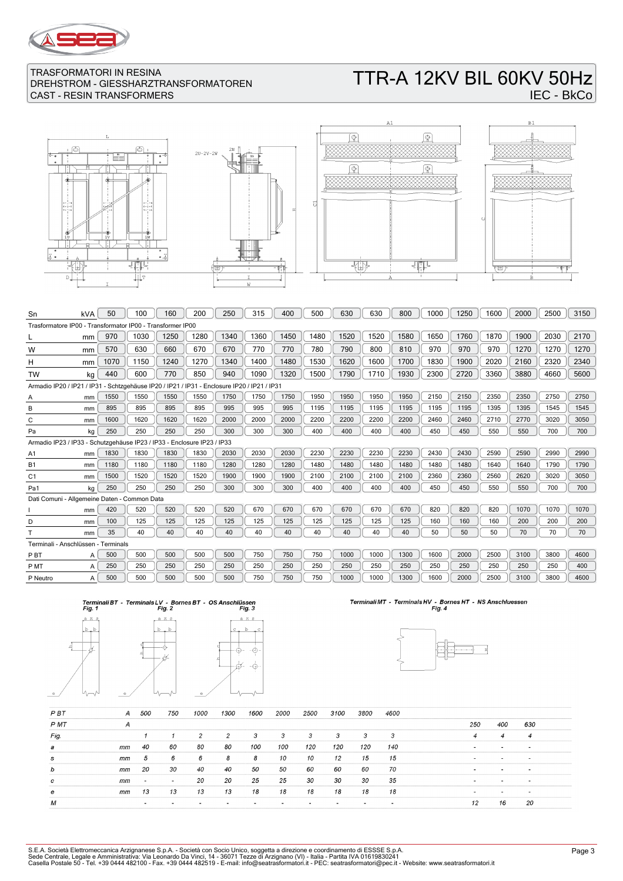TRASFORMATORI IN RESINA
DREHSTROM - GIESSHARZTRANSFORMATOREN
CAST - RESIN TRANSFORMERS

# TTR-A 12KV BIL 60KV 50Hz

IEC - BkCo

| Sn | kVA | 50 | 100 | 160 | 200 | 250 | 315 | 400 | 500 | 630 | 630 | 800 | 1000 | 1250 | 1600 | 2000 | 2500 | 3150 |
|---|---|---|---|---|---|---|---|---|---|---|---|---|---|---|---|---|---|---|
| Trasformatore IP00 - Transformator IP00 - Transformer IP00 | | | | | | | | | | | | | | | | | | |
| L | mm | 970 | 1030 | 1250 | 1280 | 1340 | 1360 | 1450 | 1480 | 1520 | 1520 | 1580 | 1650 | 1760 | 1870 | 1900 | 2030 | 2170 |
| W | mm | 570 | 630 | 660 | 670 | 670 | 770 | 770 | 780 | 790 | 800 | 810 | 970 | 970 | 970 | 1270 | 1270 | 1270 |
| H | mm | 1070 | 1150 | 1240 | 1270 | 1340 | 1400 | 1480 | 1530 | 1620 | 1600 | 1700 | 1830 | 1900 | 2020 | 2160 | 2320 | 2340 |
| TW | kg | 440 | 600 | 770 | 850 | 940 | 1090 | 1320 | 1500 | 1790 | 1710 | 1930 | 2300 | 2720 | 3360 | 3880 | 4660 | 5600 |
| Armadio IP20 / IP21 / IP31 - Schtzgehäuse IP20 / IP21 / IP31 - Enclosure IP20 / IP21 / IP31 | | | | | | | | | | | | | | | | | | |
| A | mm | 1550 | 1550 | 1550 | 1550 | 1750 | 1750 | 1750 | 1950 | 1950 | 1950 | 1950 | 2150 | 2150 | 2350 | 2350 | 2750 | 2750 |
| B | mm | 895 | 895 | 895 | 895 | 995 | 995 | 995 | 1195 | 1195 | 1195 | 1195 | 1195 | 1195 | 1395 | 1395 | 1545 | 1545 |
| C | mm | 1600 | 1620 | 1620 | 1620 | 2000 | 2000 | 2000 | 2200 | 2200 | 2200 | 2200 | 2460 | 2460 | 2710 | 2770 | 3020 | 3050 |
| Pa | kg | 250 | 250 | 250 | 250 | 300 | 300 | 300 | 400 | 400 | 400 | 400 | 450 | 450 | 550 | 550 | 700 | 700 |
| Armadio IP23 / IP33 - Schutzgehäuse IP23 / IP33 - Enclosure IP23 / IP33 | | | | | | | | | | | | | | | | | | |
| A1 | mm | 1830 | 1830 | 1830 | 1830 | 2030 | 2030 | 2030 | 2230 | 2230 | 2230 | 2230 | 2430 | 2430 | 2590 | 2590 | 2990 | 2990 |
| B1 | mm | 1180 | 1180 | 1180 | 1180 | 1280 | 1280 | 1280 | 1480 | 1480 | 1480 | 1480 | 1480 | 1480 | 1640 | 1640 | 1790 | 1790 |
| C1 | mm | 1500 | 1520 | 1520 | 1520 | 1900 | 1900 | 1900 | 2100 | 2100 | 2100 | 2100 | 2360 | 2360 | 2560 | 2620 | 3020 | 3050 |
| Pa1 | kg | 250 | 250 | 250 | 250 | 300 | 300 | 300 | 400 | 400 | 400 | 400 | 450 | 450 | 550 | 550 | 700 | 700 |
| Dati Comuni - Allgemeine Daten - Common Data | | | | | | | | | | | | | | | | | | |
| I | mm | 420 | 520 | 520 | 520 | 520 | 670 | 670 | 670 | 670 | 670 | 670 | 820 | 820 | 820 | 1070 | 1070 | 1070 |
| D | mm | 100 | 125 | 125 | 125 | 125 | 125 | 125 | 125 | 125 | 125 | 125 | 160 | 160 | 160 | 200 | 200 | 200 |
| T | mm | 35 | 40 | 40 | 40 | 40 | 40 | 40 | 40 | 40 | 40 | 40 | 50 | 50 | 50 | 70 | 70 | 70 |
| Terminali - Anschlüssen - Terminals | | | | | | | | | | | | | | | | | | |
| P BT | A | 500 | 500 | 500 | 500 | 500 | 750 | 750 | 750 | 1000 | 1000 | 1300 | 1600 | 2000 | 2500 | 3100 | 3800 | 4600 |
| P MT | A | 250 | 250 | 250 | 250 | 250 | 250 | 250 | 250 | 250 | 250 | 250 | 250 | 250 | 250 | 250 | 250 | 400 |
| P Neutro | A | 500 | 500 | 500 | 500 | 500 | 750 | 750 | 750 | 1000 | 1000 | 1300 | 1600 | 2000 | 2500 | 3100 | 3800 | 4600 |

*Terminali BT - Terminals LV - Bornes BT - OS Anschlüssen* — *Fig. 1*, *Fig. 2*, *Fig. 3*

*Terminali MT - Terminals HV - Bornes HT - NS Anschluessen* — *Fig. 4*

| *P BT* | *A* | *500* | *750* | *1000* | *1300* | *1600* | *2000* | *2500* | *3100* | *3800* | *4600* | | | |
|---|---|---|---|---|---|---|---|---|---|---|---|---|---|---|
| *P MT* | *A* | | | | | | | | | | | *250* | *400* | *630* |
| *Fig.* | | *1* | *1* | *2* | *2* | *3* | *3* | *3* | *3* | *3* | *3* | *4* | *4* | *4* |
| *a* | *mm* | *40* | *60* | *80* | *80* | *100* | *100* | *120* | *120* | *120* | *140* | *-* | *-* | *-* |
| *s* | *mm* | *5* | *6* | *6* | *8* | *8* | *10* | *10* | *12* | *15* | *15* | *-* | *-* | *-* |
| *b* | *mm* | *20* | *30* | *40* | *40* | *50* | *50* | *60* | *60* | *60* | *70* | *-* | *-* | *-* |
| *c* | *mm* | *-* | *-* | *20* | *20* | *25* | *25* | *30* | *30* | *30* | *35* | *-* | *-* | *-* |
| *e* | *mm* | *13* | *13* | *13* | *13* | *18* | *18* | *18* | *18* | *18* | *18* | *-* | *-* | *-* |
| *M* | | *-* | *-* | *-* | *-* | *-* | *-* | *-* | *-* | *-* | *-* | *12* | *16* | *20* |

S.E.A. Società Elettromeccanica Arzignanese S.p.A. - Società con Socio Unico, soggetta a direzione e coordinamento di ESSSE S.p.A.
Sede Centrale, Legale e Amministrativa: Via Leonardo Da Vinci, 14 - 36071 Tezze di Arzignano (VI) - Italia - Partita IVA 01619830241
Casella Postale 50 - Tel. +39 0444 482100 - Fax. +39 0444 482519 - E-mail: info@seatrasformatori.it - PEC: seatrasformatori@pec.it - Website: www.seatrasformatori.it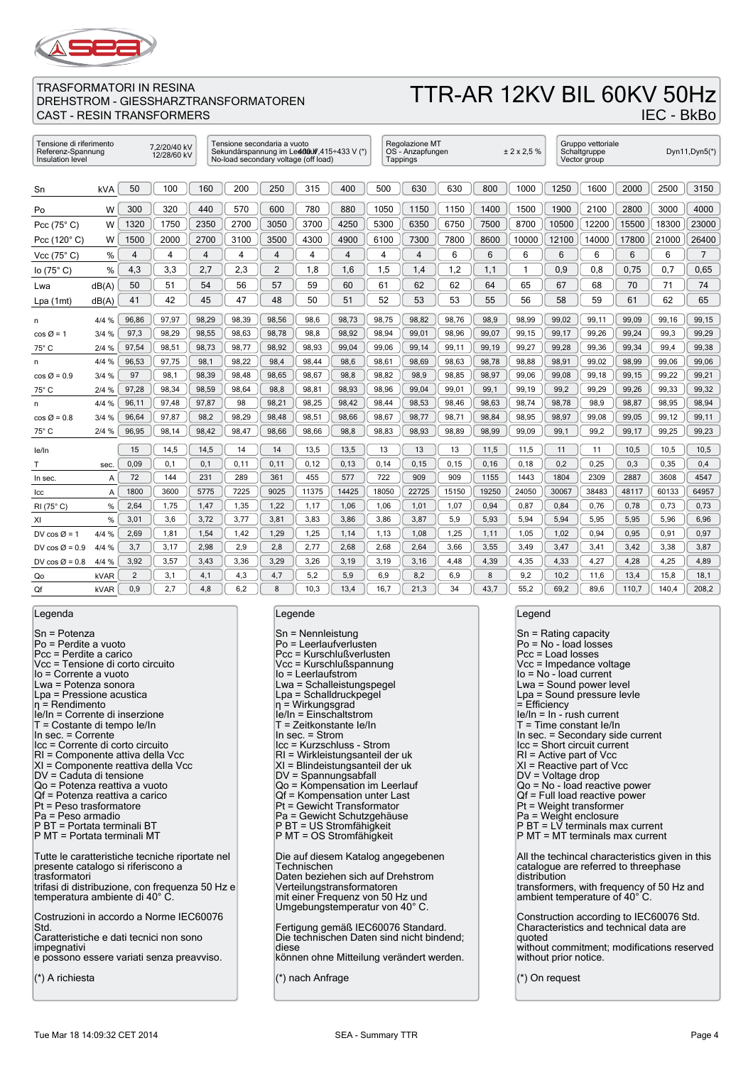TRASFORMATORI IN RESINA
DREHSTROM - GIESSHARZTRANSFORMATOREN
CAST - RESIN TRANSFORMERS

# TTR-AR 12KV BIL 60KV 50Hz

IEC - BkBo

| Tensione di riferimento / Referenz-Spannung / Insulation level | 7,2/20/40 kV 12/28/60 kV | Tensione secondaria a vuoto / Sekundärspannung im Leerlauf / No-load secondary voltage (off load) | 400V,415÷433 V (*) | Regolazione MT / OS - Anzapfungen / Tappings | ± 2 x 2,5 % | Gruppo vettoriale / Schaltgruppe / Vector group | Dyn11,Dyn5(*) |
|---|---|---|---|---|---|---|---|

| Sn | kVA | 50 | 100 | 160 | 200 | 250 | 315 | 400 | 500 | 630 | 630 | 800 | 1000 | 1250 | 1600 | 2000 | 2500 | 3150 |
|---|---|---|---|---|---|---|---|---|---|---|---|---|---|---|---|---|---|---|
| Po | W | 300 | 320 | 440 | 570 | 600 | 780 | 880 | 1050 | 1150 | 1150 | 1400 | 1500 | 1900 | 2100 | 2800 | 3000 | 4000 |
| Pcc (75° C) | W | 1320 | 1750 | 2350 | 2700 | 3050 | 3700 | 4250 | 5300 | 6350 | 6750 | 7500 | 8700 | 10500 | 12200 | 15500 | 18300 | 23000 |
| Pcc (120° C) | W | 1500 | 2000 | 2700 | 3100 | 3500 | 4300 | 4900 | 6100 | 7300 | 7800 | 8600 | 10000 | 12100 | 14000 | 17800 | 21000 | 26400 |
| Vcc (75° C) | % | 4 | 4 | 4 | 4 | 4 | 4 | 4 | 4 | 4 | 6 | 6 | 6 | 6 | 6 | 6 | 6 | 7 |
| Io (75° C) | % | 4,3 | 3,3 | 2,7 | 2,3 | 2 | 1,8 | 1,6 | 1,5 | 1,4 | 1,2 | 1,1 | 1 | 0,9 | 0,8 | 0,75 | 0,7 | 0,65 |
| Lwa | dB(A) | 50 | 51 | 54 | 56 | 57 | 59 | 60 | 61 | 62 | 62 | 64 | 65 | 67 | 68 | 70 | 71 | 74 |
| Lpa (1mt) | dB(A) | 41 | 42 | 45 | 47 | 48 | 50 | 51 | 52 | 53 | 53 | 55 | 56 | 58 | 59 | 61 | 62 | 65 |
| η | 4/4 % | 96,86 | 97,97 | 98,29 | 98,39 | 98,56 | 98,6 | 98,73 | 98,75 | 98,82 | 98,76 | 98,9 | 98,99 | 99,02 | 99,11 | 99,09 | 99,16 | 99,15 |
| cos Ø = 1 | 3/4 % | 97,3 | 98,29 | 98,55 | 98,63 | 98,78 | 98,8 | 98,92 | 98,94 | 99,01 | 98,96 | 99,07 | 99,15 | 99,17 | 99,26 | 99,24 | 99,3 | 99,29 |
| 75° C | 2/4 % | 97,54 | 98,51 | 98,73 | 98,77 | 98,92 | 98,93 | 99,04 | 99,06 | 99,14 | 99,11 | 99,19 | 99,27 | 99,28 | 99,36 | 99,34 | 99,4 | 99,38 |
| η | 4/4 % | 96,53 | 97,75 | 98,1 | 98,22 | 98,4 | 98,44 | 98,6 | 98,61 | 98,69 | 98,63 | 98,78 | 98,88 | 98,91 | 99,02 | 98,99 | 99,06 | 99,06 |
| cos Ø = 0.9 | 3/4 % | 97 | 98,1 | 98,39 | 98,48 | 98,65 | 98,67 | 98,8 | 98,82 | 98,9 | 98,85 | 98,97 | 99,06 | 99,08 | 99,18 | 99,15 | 99,22 | 99,21 |
| 75° C | 2/4 % | 97,28 | 98,34 | 98,59 | 98,64 | 98,8 | 98,81 | 98,93 | 98,96 | 99,04 | 99,01 | 99,1 | 99,19 | 99,2 | 99,29 | 99,26 | 99,33 | 99,32 |
| η | 4/4 % | 96,11 | 97,48 | 97,87 | 98 | 98,21 | 98,25 | 98,42 | 98,44 | 98,53 | 98,46 | 98,63 | 98,74 | 98,78 | 98,9 | 98,87 | 98,95 | 98,94 |
| cos Ø = 0.8 | 3/4 % | 96,64 | 97,87 | 98,2 | 98,29 | 98,48 | 98,51 | 98,66 | 98,67 | 98,77 | 98,71 | 98,84 | 98,95 | 98,97 | 99,08 | 99,05 | 99,12 | 99,11 |
| 75° C | 2/4 % | 96,95 | 98,14 | 98,42 | 98,47 | 98,66 | 98,66 | 98,8 | 98,83 | 98,93 | 98,89 | 98,99 | 99,09 | 99,1 | 99,2 | 99,17 | 99,25 | 99,23 |
| Ie/In | | 15 | 14,5 | 14,5 | 14 | 14 | 13,5 | 13,5 | 13 | 13 | 13 | 11,5 | 11,5 | 11 | 11 | 10,5 | 10,5 | 10,5 |
| T | sec. | 0,09 | 0,1 | 0,1 | 0,11 | 0,11 | 0,12 | 0,13 | 0,14 | 0,15 | 0,15 | 0,16 | 0,18 | 0,2 | 0,25 | 0,3 | 0,35 | 0,4 |
| In sec. | A | 72 | 144 | 231 | 289 | 361 | 455 | 577 | 722 | 909 | 909 | 1155 | 1443 | 1804 | 2309 | 2887 | 3608 | 4547 |
| Icc | A | 1800 | 3600 | 5775 | 7225 | 9025 | 11375 | 14425 | 18050 | 22725 | 15150 | 19250 | 24050 | 30067 | 38483 | 48117 | 60133 | 64957 |
| Rl (75° C) | % | 2,64 | 1,75 | 1,47 | 1,35 | 1,22 | 1,17 | 1,06 | 1,06 | 1,01 | 1,07 | 0,94 | 0,87 | 0,84 | 0,76 | 0,78 | 0,73 | 0,73 |
| Xl | % | 3,01 | 3,6 | 3,72 | 3,77 | 3,81 | 3,83 | 3,86 | 3,86 | 3,87 | 5,9 | 5,93 | 5,94 | 5,94 | 5,95 | 5,95 | 5,96 | 6,96 |
| DV cos Ø = 1 | 4/4 % | 2,69 | 1,81 | 1,54 | 1,42 | 1,29 | 1,25 | 1,14 | 1,13 | 1,08 | 1,25 | 1,11 | 1,05 | 1,02 | 0,94 | 0,95 | 0,91 | 0,97 |
| DV cos Ø = 0.9 | 4/4 % | 3,7 | 3,17 | 2,98 | 2,9 | 2,8 | 2,77 | 2,68 | 2,68 | 2,64 | 3,66 | 3,55 | 3,49 | 3,47 | 3,41 | 3,42 | 3,38 | 3,87 |
| DV cos Ø = 0.8 | 4/4 % | 3,92 | 3,57 | 3,43 | 3,36 | 3,29 | 3,26 | 3,19 | 3,19 | 3,16 | 4,48 | 4,39 | 4,35 | 4,33 | 4,27 | 4,28 | 4,25 | 4,89 |
| Qo | kVAR | 2 | 3,1 | 4,1 | 4,3 | 4,7 | 5,2 | 5,9 | 6,9 | 8,2 | 6,9 | 8 | 9,2 | 10,2 | 11,6 | 13,4 | 15,8 | 18,1 |
| Qf | kVAR | 0,9 | 2,7 | 4,8 | 6,2 | 8 | 10,3 | 13,4 | 16,7 | 21,3 | 34 | 43,7 | 55,2 | 69,2 | 89,6 | 110,7 | 140,4 | 208,2 |

**Legenda**

Sn = Potenza
Po = Perdite a vuoto
Pcc = Perdite a carico
Vcc = Tensione di corto circuito
Io = Corrente a vuoto
Lwa = Potenza sonora
Lpa = Pressione acustica
η = Rendimento
Ie/In = Corrente di inserzione
T = Costante di tempo Ie/In
In sec. = Corrente
Icc = Corrente di corto circuito
Rl = Componente attiva della Vcc
Xl = Componente reattiva della Vcc
DV = Caduta di tensione
Qo = Potenza reattiva a vuoto
Qf = Potenza reattiva a carico
Pt = Peso trasformatore
Pa = Peso armadio
P BT = Portata terminali BT
P MT = Portata terminali MT

Tutte le caratteristiche tecniche riportate nel presente catalogo si riferiscono a trasformatori trifasi di distribuzione, con frequenza 50 Hz e temperatura ambiente di 40° C.

Costruzioni in accordo a Norme IEC60076 Std.
Caratteristiche e dati tecnici non sono impegnativi e possono essere variati senza preavviso.

(*) A richiesta

**Legende**

Sn = Nennleistung
Po = Leerlaufverlusten
Pcc = Kurschlußverlusten
Vcc = Kurschlußspannung
Io = Leerlaufstrom
Lwa = Schalleistungspegel
Lpa = Schalldruckpegel
η = Wirkungsgrad
Ie/In = Einschaltstrom
T = Zeitkonstante Ie/In
In sec. = Strom
Icc = Kurzschluss - Strom
Rl = Wirkleistungsanteil der uk
Xl = Blindeistungsanteil der uk
DV = Spannungsabfall
Qo = Kompensation im Leerlauf
Qf = Kompensation unter Last
Pt = Gewicht Transformator
Pa = Gewicht Schutzgehäuse
P BT = US Stromfähigkeit
P MT = OS Stromfähigkeit

Die auf diesem Katalog angegebenen Technischen Daten sich auf Drehstrom Verteilungstransformatoren mit einer Frequenz von 50 Hz und Umgebungstemperatur von 40° C.

Fertigung gemäß IEC60076 Standard.
Die technischen Daten sind nicht bindend; diese können ohne Mitteilung verändert werden.

(*) nach Anfrage

**Legend**

Sn = Rating capacity
Po = No - load losses
Pcc = Load losses
Vcc = Impedance voltage
Io = No - load current
Lwa = Sound power level
Lpa = Sound pressure levle
= Efficiency
Ie/In = In - rush current
T = Time constant Ie/In
In sec. = Secondary side current
Icc = Short circuit current
Rl = Active part of Vcc
Xl = Reactive part of Vcc
DV = Voltage drop
Qo = No - load reactive power
Qf = Full load reactive power
Pt = Weight transformer
Pa = Weight enclosure
P BT = LV terminals max current
P MT = MT terminals max current

All the techincal characteristics given in this catalogue are referred to threephase distribution transformers, with frequency of 50 Hz and ambient temperature of 40° C.

Construction according to IEC60076 Std.
Characteristics and technical data are quoted without commitment; modifications reserved without prior notice.

(*) On request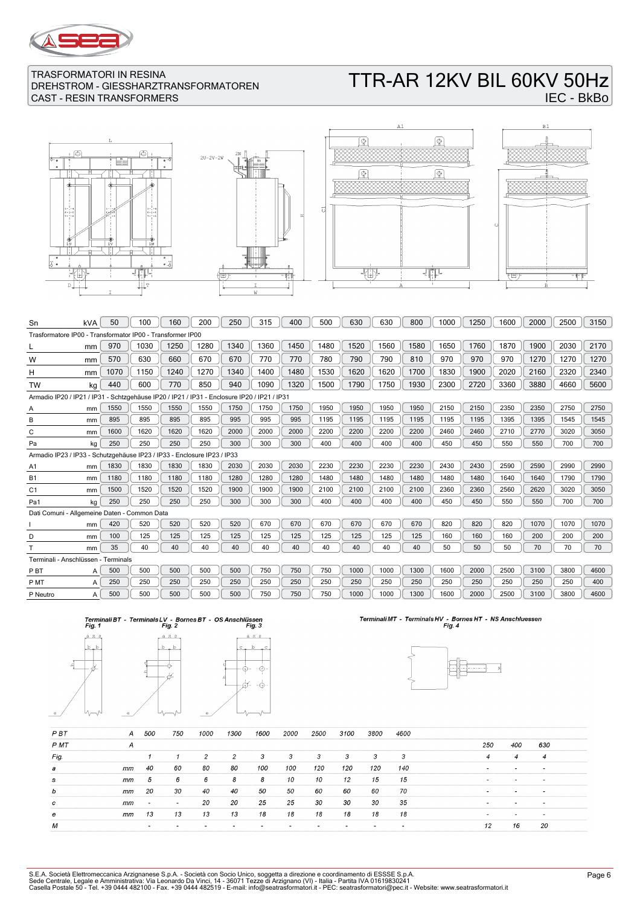TRASFORMATORI IN RESINA
DREHSTROM - GIESSHARZTRANSFORMATOREN
CAST - RESIN TRANSFORMERS

# TTR-AR 12KV BIL 60KV 50Hz

IEC - BkBo

| Sn | kVA | 50 | 100 | 160 | 200 | 250 | 315 | 400 | 500 | 630 | 630 | 800 | 1000 | 1250 | 1600 | 2000 | 2500 | 3150 |
|---|---|---|---|---|---|---|---|---|---|---|---|---|---|---|---|---|---|---|
| Trasformatore IP00 - Transformator IP00 - Transformer IP00 | | | | | | | | | | | | | | | | | | |
| L | mm | 970 | 1030 | 1250 | 1280 | 1340 | 1360 | 1450 | 1480 | 1520 | 1560 | 1580 | 1650 | 1760 | 1870 | 1900 | 2030 | 2170 |
| W | mm | 570 | 630 | 660 | 670 | 670 | 770 | 770 | 780 | 790 | 790 | 810 | 970 | 970 | 970 | 1270 | 1270 | 1270 |
| H | mm | 1070 | 1150 | 1240 | 1270 | 1340 | 1400 | 1480 | 1530 | 1620 | 1620 | 1700 | 1830 | 1900 | 2020 | 2160 | 2320 | 2340 |
| TW | kg | 440 | 600 | 770 | 850 | 940 | 1090 | 1320 | 1500 | 1790 | 1750 | 1930 | 2300 | 2720 | 3360 | 3880 | 4660 | 5600 |
| Armadio IP20 / IP21 / IP31 - Schtzgehäuse IP20 / IP21 / IP31 - Enclosure IP20 / IP21 / IP31 | | | | | | | | | | | | | | | | | | |
| A | mm | 1550 | 1550 | 1550 | 1550 | 1750 | 1750 | 1750 | 1950 | 1950 | 1950 | 1950 | 2150 | 2150 | 2350 | 2350 | 2750 | 2750 |
| B | mm | 895 | 895 | 895 | 895 | 995 | 995 | 995 | 1195 | 1195 | 1195 | 1195 | 1195 | 1195 | 1395 | 1395 | 1545 | 1545 |
| C | mm | 1600 | 1620 | 1620 | 1620 | 2000 | 2000 | 2000 | 2200 | 2200 | 2200 | 2200 | 2460 | 2460 | 2710 | 2770 | 3020 | 3050 |
| Pa | kg | 250 | 250 | 250 | 250 | 300 | 300 | 300 | 400 | 400 | 400 | 400 | 450 | 450 | 550 | 550 | 700 | 700 |
| Armadio IP23 / IP33 - Schutzgehäuse IP23 / IP33 - Enclosure IP23 / IP33 | | | | | | | | | | | | | | | | | | |
| A1 | mm | 1830 | 1830 | 1830 | 1830 | 2030 | 2030 | 2030 | 2230 | 2230 | 2230 | 2230 | 2430 | 2430 | 2590 | 2590 | 2990 | 2990 |
| B1 | mm | 1180 | 1180 | 1180 | 1180 | 1280 | 1280 | 1280 | 1480 | 1480 | 1480 | 1480 | 1480 | 1480 | 1640 | 1640 | 1790 | 1790 |
| C1 | mm | 1500 | 1520 | 1520 | 1520 | 1900 | 1900 | 1900 | 2100 | 2100 | 2100 | 2100 | 2360 | 2360 | 2560 | 2620 | 3020 | 3050 |
| Pa1 | kg | 250 | 250 | 250 | 250 | 300 | 300 | 300 | 400 | 400 | 400 | 400 | 450 | 450 | 550 | 550 | 700 | 700 |
| Dati Comuni - Allgemeine Daten - Common Data | | | | | | | | | | | | | | | | | | |
| I | mm | 420 | 520 | 520 | 520 | 520 | 670 | 670 | 670 | 670 | 670 | 670 | 820 | 820 | 820 | 1070 | 1070 | 1070 |
| D | mm | 100 | 125 | 125 | 125 | 125 | 125 | 125 | 125 | 125 | 125 | 125 | 160 | 160 | 160 | 200 | 200 | 200 |
| T | mm | 35 | 40 | 40 | 40 | 40 | 40 | 40 | 40 | 40 | 40 | 40 | 50 | 50 | 50 | 70 | 70 | 70 |
| Terminali - Anschlüssen - Terminals | | | | | | | | | | | | | | | | | | |
| P BT | A | 500 | 500 | 500 | 500 | 500 | 750 | 750 | 750 | 1000 | 1000 | 1300 | 1600 | 2000 | 2500 | 3100 | 3800 | 4600 |
| P MT | A | 250 | 250 | 250 | 250 | 250 | 250 | 250 | 250 | 250 | 250 | 250 | 250 | 250 | 250 | 250 | 250 | 400 |
| P Neutro | A | 500 | 500 | 500 | 500 | 500 | 750 | 750 | 750 | 1000 | 1000 | 1300 | 1600 | 2000 | 2500 | 3100 | 3800 | 4600 |

*Terminali BT - Terminals LV - Bornes BT - OS Anschlüssen* — Fig. 1, Fig. 2, Fig. 3

*Terminali MT - Terminals HV - Bornes HT - NS Anschluessen* — Fig. 4

| P BT | A | 500 | 750 | 1000 | 1300 | 1600 | 2000 | 2500 | 3100 | 3800 | 4600 | | | |
|---|---|---|---|---|---|---|---|---|---|---|---|---|---|---|
| P MT | A | | | | | | | | | | | 250 | 400 | 630 |
| Fig. | | 1 | 1 | 2 | 2 | 3 | 3 | 3 | 3 | 3 | 3 | 4 | 4 | 4 |
| a | mm | 40 | 60 | 80 | 80 | 100 | 100 | 120 | 120 | 120 | 140 | - | - | - |
| s | mm | 5 | 6 | 6 | 8 | 8 | 10 | 10 | 12 | 15 | 15 | - | - | - |
| b | mm | 20 | 30 | 40 | 40 | 50 | 50 | 60 | 60 | 60 | 70 | - | - | - |
| c | mm | - | - | 20 | 20 | 25 | 25 | 30 | 30 | 30 | 35 | - | - | - |
| e | mm | 13 | 13 | 13 | 13 | 18 | 18 | 18 | 18 | 18 | 18 | - | - | - |
| M | | - | - | - | - | - | - | - | - | - | - | 12 | 16 | 20 |

S.E.A. Società Elettromeccanica Arzignanese S.p.A. - Società con Socio Unico, soggetta a direzione e coordinamento di ESSSE S.p.A.
Sede Centrale, Legale e Amministrativa: Via Leonardo Da Vinci, 14 - 36071 Tezze di Arzignano (VI) - Italia - Partita IVA 01619830241
Casella Postale 50 - Tel. +39 0444 482100 - Fax. +39 0444 482519 - E-mail: info@seatrasformatori.it - PEC: seatrasformatori@pec.it - Website: www.seatrasformatori.it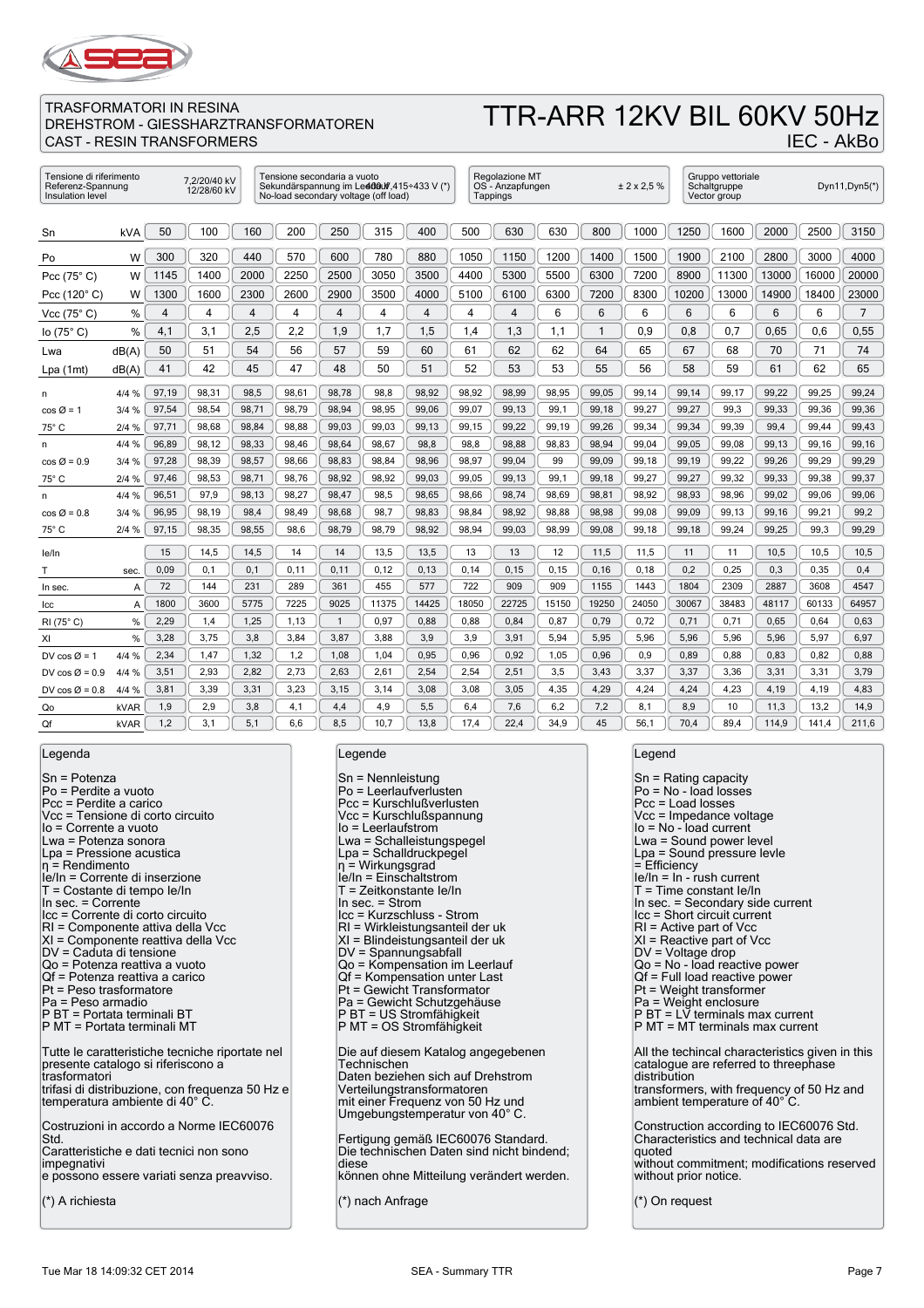TRASFORMATORI IN RESINA
DREHSTROM - GIESSHARZTRANSFORMATOREN
CAST - RESIN TRANSFORMERS

# TTR-ARR 12KV BIL 60KV 50Hz

IEC - AkBo

| Tensione di riferimento / Referenz-Spannung / Insulation level | 7,2/20/40 kV 12/28/60 kV | Tensione secondaria a vuoto / Sekundärspannung im Leerlauf / No-load secondary voltage (off load) | 400 V, 415÷433 V (*) | Regolazione MT / OS - Anzapfungen / Tappings | ± 2 x 2,5 % | Gruppo vettoriale / Schaltgruppe / Vector group | Dyn11,Dyn5(*) |
|---|---|---|---|---|---|---|---|

| Sn | kVA | 50 | 100 | 160 | 200 | 250 | 315 | 400 | 500 | 630 | 630 | 800 | 1000 | 1250 | 1600 | 2000 | 2500 | 3150 |
|---|---|---|---|---|---|---|---|---|---|---|---|---|---|---|---|---|---|---|
| Po | W | 300 | 320 | 440 | 570 | 600 | 780 | 880 | 1050 | 1150 | 1200 | 1400 | 1500 | 1900 | 2100 | 2800 | 3000 | 4000 |
| Pcc (75° C) | W | 1145 | 1400 | 2000 | 2250 | 2500 | 3050 | 3500 | 4400 | 5300 | 5500 | 6300 | 7200 | 8900 | 11300 | 13000 | 16000 | 20000 |
| Pcc (120° C) | W | 1300 | 1600 | 2300 | 2600 | 2900 | 3500 | 4000 | 5100 | 6100 | 6300 | 7200 | 8300 | 10200 | 13000 | 14900 | 18400 | 23000 |
| Vcc (75° C) | % | 4 | 4 | 4 | 4 | 4 | 4 | 4 | 4 | 4 | 6 | 6 | 6 | 6 | 6 | 6 | 6 | 7 |
| Io (75° C) | % | 4,1 | 3,1 | 2,5 | 2,2 | 1,9 | 1,7 | 1,5 | 1,4 | 1,3 | 1,1 | 1 | 0,9 | 0,8 | 0,7 | 0,65 | 0,6 | 0,55 |
| Lwa | dB(A) | 50 | 51 | 54 | 56 | 57 | 59 | 60 | 61 | 62 | 62 | 64 | 65 | 67 | 68 | 70 | 71 | 74 |
| Lpa (1mt) | dB(A) | 41 | 42 | 45 | 47 | 48 | 50 | 51 | 52 | 53 | 53 | 55 | 56 | 58 | 59 | 61 | 62 | 65 |
| η | 4/4 % | 97,19 | 98,31 | 98,5 | 98,61 | 98,78 | 98,8 | 98,92 | 98,92 | 98,99 | 98,95 | 99,05 | 99,14 | 99,14 | 99,17 | 99,22 | 99,25 | 99,24 |
| cos Ø = 1 | 3/4 % | 97,54 | 98,54 | 98,71 | 98,79 | 98,94 | 98,95 | 99,06 | 99,07 | 99,13 | 99,1 | 99,18 | 99,27 | 99,27 | 99,3 | 99,33 | 99,36 | 99,36 |
| 75° C | 2/4 % | 97,71 | 98,68 | 98,84 | 98,88 | 99,03 | 99,03 | 99,13 | 99,15 | 99,22 | 99,19 | 99,26 | 99,34 | 99,34 | 99,39 | 99,4 | 99,44 | 99,43 |
| η | 4/4 % | 96,89 | 98,12 | 98,33 | 98,46 | 98,64 | 98,67 | 98,8 | 98,8 | 98,88 | 98,83 | 98,94 | 99,04 | 99,05 | 99,08 | 99,13 | 99,16 | 99,16 |
| cos Ø = 0.9 | 3/4 % | 97,28 | 98,39 | 98,57 | 98,66 | 98,83 | 98,84 | 98,96 | 98,97 | 99,04 | 99 | 99,09 | 99,18 | 99,19 | 99,22 | 99,26 | 99,29 | 99,29 |
| 75° C | 2/4 % | 97,46 | 98,53 | 98,71 | 98,76 | 98,92 | 98,92 | 99,03 | 99,05 | 99,13 | 99,1 | 99,18 | 99,27 | 99,27 | 99,32 | 99,33 | 99,38 | 99,37 |
| η | 4/4 % | 96,51 | 97,9 | 98,13 | 98,27 | 98,47 | 98,5 | 98,65 | 98,66 | 98,74 | 98,69 | 98,81 | 98,92 | 98,93 | 98,96 | 99,02 | 99,06 | 99,06 |
| cos Ø = 0.8 | 3/4 % | 96,95 | 98,19 | 98,4 | 98,49 | 98,68 | 98,7 | 98,83 | 98,84 | 98,92 | 98,88 | 98,98 | 99,08 | 99,09 | 99,13 | 99,16 | 99,21 | 99,2 |
| 75° C | 2/4 % | 97,15 | 98,35 | 98,55 | 98,6 | 98,79 | 98,79 | 98,92 | 98,94 | 99,03 | 98,99 | 99,08 | 99,18 | 99,18 | 99,24 | 99,25 | 99,3 | 99,29 |
| Ie/In | | 15 | 14,5 | 14,5 | 14 | 14 | 13,5 | 13,5 | 13 | 13 | 12 | 11,5 | 11,5 | 11 | 11 | 10,5 | 10,5 | 10,5 |
| T | sec. | 0,09 | 0,1 | 0,1 | 0,11 | 0,11 | 0,12 | 0,13 | 0,14 | 0,15 | 0,15 | 0,16 | 0,18 | 0,2 | 0,25 | 0,3 | 0,35 | 0,4 |
| In sec. | A | 72 | 144 | 231 | 289 | 361 | 455 | 577 | 722 | 909 | 909 | 1155 | 1443 | 1804 | 2309 | 2887 | 3608 | 4547 |
| Icc | A | 1800 | 3600 | 5775 | 7225 | 9025 | 11375 | 14425 | 18050 | 22725 | 15150 | 19250 | 24050 | 30067 | 38483 | 48117 | 60133 | 64957 |
| RI (75° C) | % | 2,29 | 1,4 | 1,25 | 1,13 | 1 | 0,97 | 0,88 | 0,88 | 0,84 | 0,87 | 0,79 | 0,72 | 0,71 | 0,71 | 0,65 | 0,64 | 0,63 |
| XI | % | 3,28 | 3,75 | 3,8 | 3,84 | 3,87 | 3,88 | 3,9 | 3,9 | 3,91 | 5,94 | 5,95 | 5,96 | 5,96 | 5,96 | 5,96 | 5,97 | 6,97 |
| DV cos Ø = 1 | 4/4 % | 2,34 | 1,47 | 1,32 | 1,2 | 1,08 | 1,04 | 0,95 | 0,96 | 0,92 | 1,05 | 0,96 | 0,9 | 0,89 | 0,88 | 0,83 | 0,82 | 0,88 |
| DV cos Ø = 0.9 | 4/4 % | 3,51 | 2,93 | 2,82 | 2,73 | 2,63 | 2,61 | 2,54 | 2,54 | 2,51 | 3,5 | 3,43 | 3,37 | 3,37 | 3,36 | 3,31 | 3,31 | 3,79 |
| DV cos Ø = 0.8 | 4/4 % | 3,81 | 3,39 | 3,31 | 3,23 | 3,15 | 3,14 | 3,08 | 3,08 | 3,05 | 4,35 | 4,29 | 4,24 | 4,24 | 4,23 | 4,19 | 4,19 | 4,83 |
| Qo | kVAR | 1,9 | 2,9 | 3,8 | 4,1 | 4,4 | 4,9 | 5,5 | 6,4 | 7,6 | 6,2 | 7,2 | 8,1 | 8,9 | 10 | 11,3 | 13,2 | 14,9 |
| Qf | kVAR | 1,2 | 3,1 | 5,1 | 6,6 | 8,5 | 10,7 | 13,8 | 17,4 | 22,4 | 34,9 | 45 | 56,1 | 70,4 | 89,4 | 114,9 | 141,4 | 211,6 |

### Legenda

Sn = Potenza
Po = Perdite a vuoto
Pcc = Perdite a carico
Vcc = Tensione di corto circuito
Io = Corrente a vuoto
Lwa = Potenza sonora
Lpa = Pressione acustica
η = Rendimento
Ie/In = Corrente di inserzione
T = Costante di tempo Ie/In
In sec. = Corrente
Icc = Corrente di corto circuito
RI = Componente attiva della Vcc
XI = Componente reattiva della Vcc
DV = Caduta di tensione
Qo = Potenza reattiva a vuoto
Qf = Potenza reattiva a carico
Pt = Peso trasformatore
Pa = Peso armadio
P BT = Portata terminali BT
P MT = Portata terminali MT

Tutte le caratteristiche tecniche riportate nel presente catalogo si riferiscono a trasformatori
trifasi di distribuzione, con frequenza 50 Hz e temperatura ambiente di 40° C.

Costruzioni in accordo a Norme IEC60076 Std.
Caratteristiche e dati tecnici non sono impegnativi
e possono essere variati senza preavviso.

(*) A richiesta

### Legende

Sn = Nennleistung
Po = Leerlaufverlusten
Pcc = Kurschlußverlusten
Vcc = Kurschlußspannung
Io = Leerlaufstrom
Lwa = Schalleistungspegel
Lpa = Schalldruckpegel
η = Wirkungsgrad
Ie/In = Einschaltstrom
T = Zeitkonstante Ie/In
In sec. = Strom
Icc = Kurzschluss - Strom
RI = Wirkleistungsanteil der uk
XI = Blindeistungsanteil der uk
DV = Spannungsabfall
Qo = Kompensation im Leerlauf
Qf = Kompensation unter Last
Pt = Gewicht Transformator
Pa = Gewicht Schutzgehäuse
P BT = US Stromfähigkeit
P MT = OS Stromfähigkeit

Die auf diesem Katalog angegebenen Technischen
Daten beziehen sich auf Drehstrom Verteilungstransformatoren
mit einer Frequenz von 50 Hz und Umgebungstemperatur von 40° C.

Fertigung gemäß IEC60076 Standard.
Die technischen Daten sind nicht bindend; diese
können ohne Mitteilung verändert werden.

(*) nach Anfrage

### Legend

Sn = Rating capacity
Po = No - load losses
Pcc = Load losses
Vcc = Impedance voltage
Io = No - load current
Lwa = Sound power level
Lpa = Sound pressure levle
= Efficiency
Ie/In = In - rush current
T = Time constant Ie/In
In sec. = Secondary side current
Icc = Short circuit current
RI = Active part of Vcc
XI = Reactive part of Vcc
DV = Voltage drop
Qo = No - load reactive power
Qf = Full load reactive power
Pt = Weight transformer
Pa = Weight enclosure
P BT = LV terminals max current
P MT = MT terminals max current

All the techincal characteristics given in this catalogue are referred to threephase distribution
transformers, with frequency of 50 Hz and ambient temperature of 40° C.

Construction according to IEC60076 Std.
Characteristics and technical data are quoted
without commitment; modifications reserved without prior notice.

(*) On request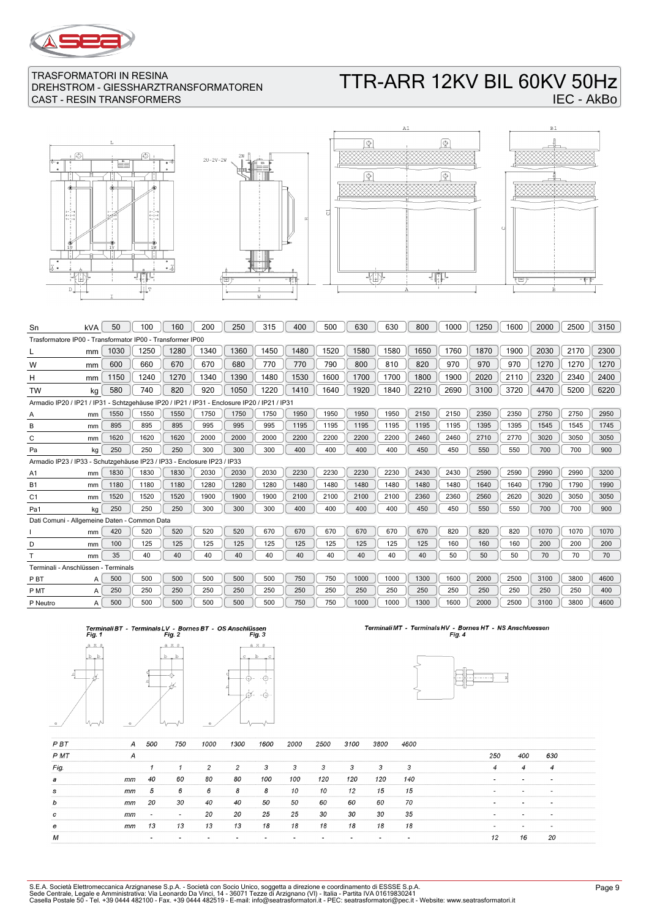TRASFORMATORI IN RESINA
DREHSTROM - GIESSHARZTRANSFORMATOREN
CAST - RESIN TRANSFORMERS

# TTR-ARR 12KV BIL 60KV 50Hz

IEC - AkBo

| Sn | kVA | 50 | 100 | 160 | 200 | 250 | 315 | 400 | 500 | 630 | 630 | 800 | 1000 | 1250 | 1600 | 2000 | 2500 | 3150 |
|---|---|---|---|---|---|---|---|---|---|---|---|---|---|---|---|---|---|---|
| Trasformatore IP00 - Transformator IP00 - Transformer IP00 | | | | | | | | | | | | | | | | | | |
| L | mm | 1030 | 1250 | 1280 | 1340 | 1360 | 1450 | 1480 | 1520 | 1580 | 1580 | 1650 | 1760 | 1870 | 1900 | 2030 | 2170 | 2300 |
| W | mm | 600 | 660 | 670 | 670 | 680 | 770 | 770 | 790 | 800 | 810 | 820 | 970 | 970 | 970 | 1270 | 1270 | 1270 |
| H | mm | 1150 | 1240 | 1270 | 1340 | 1390 | 1480 | 1530 | 1600 | 1700 | 1700 | 1800 | 1900 | 2020 | 2110 | 2320 | 2340 | 2400 |
| TW | kg | 580 | 740 | 820 | 920 | 1050 | 1220 | 1410 | 1640 | 1920 | 1840 | 2210 | 2690 | 3100 | 3720 | 4470 | 5200 | 6220 |
| Armadio IP20 / IP21 / IP31 - Schtzgehäuse IP20 / IP21 / IP31 - Enclosure IP20 / IP21 / IP31 | | | | | | | | | | | | | | | | | | |
| A | mm | 1550 | 1550 | 1550 | 1750 | 1750 | 1750 | 1950 | 1950 | 1950 | 1950 | 2150 | 2150 | 2350 | 2350 | 2750 | 2750 | 2950 |
| B | mm | 895 | 895 | 895 | 995 | 995 | 995 | 1195 | 1195 | 1195 | 1195 | 1195 | 1195 | 1395 | 1395 | 1545 | 1545 | 1745 |
| C | mm | 1620 | 1620 | 1620 | 2000 | 2000 | 2000 | 2200 | 2200 | 2200 | 2200 | 2460 | 2460 | 2710 | 2770 | 3020 | 3050 | 3050 |
| Pa | kg | 250 | 250 | 250 | 300 | 300 | 300 | 400 | 400 | 400 | 400 | 450 | 450 | 550 | 550 | 700 | 700 | 900 |
| Armadio IP23 / IP33 - Schutzgehäuse IP23 / IP33 - Enclosure IP23 / IP33 | | | | | | | | | | | | | | | | | | |
| A1 | mm | 1830 | 1830 | 1830 | 2030 | 2030 | 2030 | 2230 | 2230 | 2230 | 2230 | 2430 | 2430 | 2590 | 2590 | 2990 | 2990 | 3200 |
| B1 | mm | 1180 | 1180 | 1180 | 1280 | 1280 | 1280 | 1480 | 1480 | 1480 | 1480 | 1480 | 1480 | 1640 | 1640 | 1790 | 1790 | 1990 |
| C1 | mm | 1520 | 1520 | 1520 | 1900 | 1900 | 1900 | 2100 | 2100 | 2100 | 2100 | 2360 | 2360 | 2560 | 2620 | 3020 | 3050 | 3050 |
| Pa1 | kg | 250 | 250 | 250 | 300 | 300 | 300 | 400 | 400 | 400 | 400 | 450 | 450 | 550 | 550 | 700 | 700 | 900 |
| Dati Comuni - Allgemeine Daten - Common Data | | | | | | | | | | | | | | | | | | |
| I | mm | 420 | 520 | 520 | 520 | 520 | 670 | 670 | 670 | 670 | 670 | 670 | 820 | 820 | 820 | 1070 | 1070 | 1070 |
| D | mm | 100 | 125 | 125 | 125 | 125 | 125 | 125 | 125 | 125 | 125 | 125 | 160 | 160 | 160 | 200 | 200 | 200 |
| T | mm | 35 | 40 | 40 | 40 | 40 | 40 | 40 | 40 | 40 | 40 | 40 | 50 | 50 | 50 | 70 | 70 | 70 |
| Terminali - Anschlüssen - Terminals | | | | | | | | | | | | | | | | | | |
| P BT | A | 500 | 500 | 500 | 500 | 500 | 500 | 750 | 750 | 1000 | 1000 | 1300 | 1600 | 2000 | 2500 | 3100 | 3800 | 4600 |
| P MT | A | 250 | 250 | 250 | 250 | 250 | 250 | 250 | 250 | 250 | 250 | 250 | 250 | 250 | 250 | 250 | 250 | 400 |
| P Neutro | A | 500 | 500 | 500 | 500 | 500 | 500 | 750 | 750 | 1000 | 1000 | 1300 | 1600 | 2000 | 2500 | 3100 | 3800 | 4600 |

*Terminali BT - Terminals LV - Bornes BT - OS Anschlüssen* (Fig. 1, Fig. 2, Fig. 3)

*Terminali MT - Terminals HV - Bornes HT - NS Anschluessen* (Fig. 4)

| P BT | A | 500 | 750 | 1000 | 1300 | 1600 | 2000 | 2500 | 3100 | 3800 | 4600 | | | |
|---|---|---|---|---|---|---|---|---|---|---|---|---|---|---|
| P MT | A | | | | | | | | | | | 250 | 400 | 630 |
| Fig. | | 1 | 1 | 2 | 2 | 3 | 3 | 3 | 3 | 3 | 3 | 4 | 4 | 4 |
| a | mm | 40 | 60 | 80 | 80 | 100 | 100 | 120 | 120 | 120 | 140 | - | - | - |
| s | mm | 5 | 6 | 6 | 8 | 8 | 10 | 10 | 12 | 15 | 15 | - | - | - |
| b | mm | 20 | 30 | 40 | 40 | 50 | 50 | 60 | 60 | 60 | 70 | - | - | - |
| c | mm | - | - | 20 | 20 | 25 | 25 | 30 | 30 | 30 | 35 | - | - | - |
| e | mm | 13 | 13 | 13 | 13 | 18 | 18 | 18 | 18 | 18 | 18 | - | - | - |
| M | | - | - | - | - | - | - | - | - | - | - | 12 | 16 | 20 |

S.E.A. Società Elettromeccanica Arzignanese S.p.A. - Società con Socio Unico, soggetta a direzione e coordinamento di ESSSE S.p.A.
Sede Centrale, Legale e Amministrativa: Via Leonardo Da Vinci, 14 - 36071 Tezze di Arzignano (VI) - Italia - Partita IVA 01619830241
Casella Postale 50 - Tel. +39 0444 482100 - Fax. +39 0444 482519 - E-mail: info@seatrasformatori.it - PEC: seatrasformatori@pec.it - Website: www.seatrasformatori.it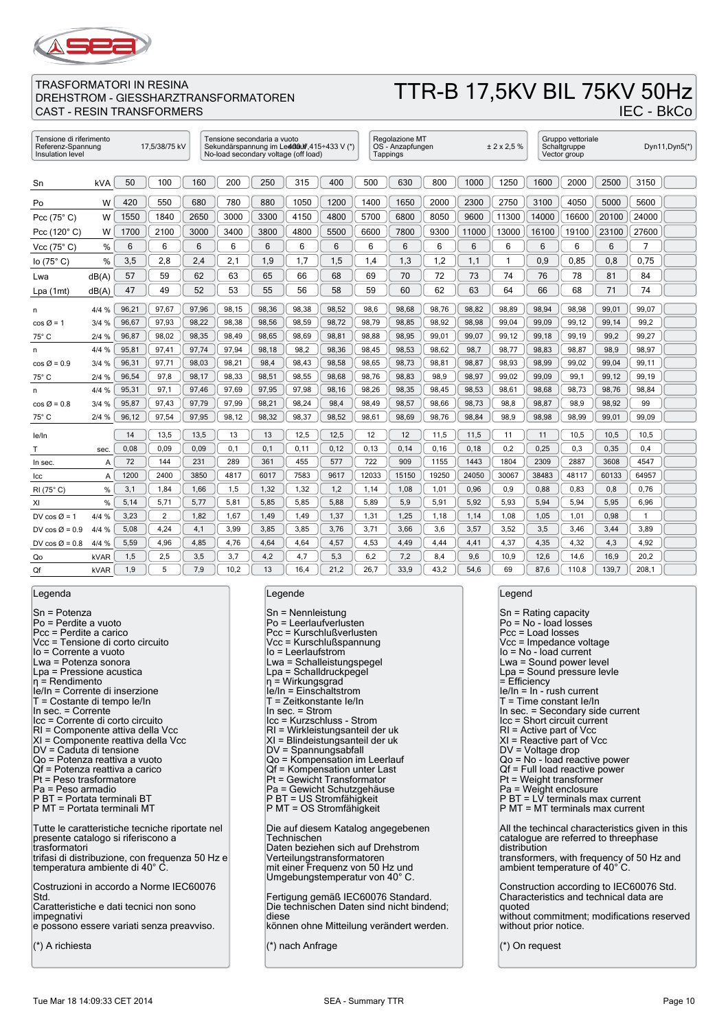TRASFORMATORI IN RESINA
DREHSTROM - GIESSHARZTRANSFORMATOREN
CAST - RESIN TRANSFORMERS

# TTR-B 17,5KV BIL 75KV 50Hz

IEC - BkCo

| Tensione di riferimento / Referenz-Spannung / Insulation level | Tensione secondaria a vuoto / Sekundärspannung im Leerlauf / No-load secondary voltage (off load) | Regolazione MT / OS - Anzapfungen / Tappings | Gruppo vettoriale / Schaltgruppe / Vector group |
|---|---|---|---|
| 17,5/38/75 kV | 400 V,415÷433 V (*) | ± 2 x 2,5 % | Dyn11,Dyn5(*) |

| Sn | kVA | 50 | 100 | 160 | 200 | 250 | 315 | 400 | 500 | 630 | 800 | 1000 | 1250 | 1600 | 2000 | 2500 | 3150 | |
|---|---|---|---|---|---|---|---|---|---|---|---|---|---|---|---|---|---|---|
| Po | W | 420 | 550 | 680 | 780 | 880 | 1050 | 1200 | 1400 | 1650 | 2000 | 2300 | 2750 | 3100 | 4050 | 5000 | 5600 | |
| Pcc (75° C) | W | 1550 | 1840 | 2650 | 3000 | 3300 | 4150 | 4800 | 5700 | 6800 | 8050 | 9600 | 11300 | 14000 | 16600 | 20100 | 24000 | |
| Pcc (120° C) | W | 1700 | 2100 | 3000 | 3400 | 3800 | 4800 | 5500 | 6600 | 7800 | 9300 | 11000 | 13000 | 16100 | 19100 | 23100 | 27600 | |
| Vcc (75° C) | % | 6 | 6 | 6 | 6 | 6 | 6 | 6 | 6 | 6 | 6 | 6 | 6 | 6 | 6 | 6 | 7 | |
| Io (75° C) | % | 3,5 | 2,8 | 2,4 | 2,1 | 1,9 | 1,7 | 1,5 | 1,4 | 1,3 | 1,2 | 1,1 | 1 | 0,9 | 0,85 | 0,8 | 0,75 | |
| Lwa | dB(A) | 57 | 59 | 62 | 63 | 65 | 66 | 68 | 69 | 70 | 72 | 73 | 74 | 76 | 78 | 81 | 84 | |
| Lpa (1mt) | dB(A) | 47 | 49 | 52 | 53 | 55 | 56 | 58 | 59 | 60 | 62 | 63 | 64 | 66 | 68 | 71 | 74 | |
| η | 4/4 % | 96,21 | 97,67 | 97,96 | 98,15 | 98,36 | 98,38 | 98,52 | 98,6 | 98,68 | 98,76 | 98,82 | 98,89 | 98,94 | 98,98 | 99,01 | 99,07 | |
| cos Ø = 1 | 3/4 % | 96,67 | 97,93 | 98,22 | 98,38 | 98,56 | 98,59 | 98,72 | 98,79 | 98,85 | 98,92 | 98,98 | 99,04 | 99,09 | 99,12 | 99,14 | 99,2 | |
| 75° C | 2/4 % | 96,87 | 98,02 | 98,35 | 98,49 | 98,65 | 98,69 | 98,81 | 98,88 | 98,95 | 99,01 | 99,07 | 99,12 | 99,18 | 99,19 | 99,2 | 99,27 | |
| η | 4/4 % | 95,81 | 97,41 | 97,74 | 97,94 | 98,18 | 98,2 | 98,36 | 98,45 | 98,53 | 98,62 | 98,7 | 98,77 | 98,83 | 98,87 | 98,9 | 98,97 | |
| cos Ø = 0.9 | 3/4 % | 96,31 | 97,71 | 98,03 | 98,21 | 98,4 | 98,43 | 98,58 | 98,65 | 98,73 | 98,81 | 98,87 | 98,93 | 98,99 | 99,02 | 99,04 | 99,11 | |
| 75° C | 2/4 % | 96,54 | 97,8 | 98,17 | 98,33 | 98,51 | 98,55 | 98,68 | 98,76 | 98,83 | 98,9 | 98,97 | 99,02 | 99,09 | 99,1 | 99,12 | 99,19 | |
| η | 4/4 % | 95,31 | 97,1 | 97,46 | 97,69 | 97,95 | 97,98 | 98,16 | 98,26 | 98,35 | 98,45 | 98,54 | 98,61 | 98,68 | 98,73 | 98,76 | 98,84 | |
| cos Ø = 0.8 | 3/4 % | 95,87 | 97,43 | 97,79 | 97,99 | 98,21 | 98,24 | 98,4 | 98,49 | 98,57 | 98,66 | 98,73 | 98,8 | 98,87 | 98,9 | 98,92 | 99 | |
| 75° C | 2/4 % | 96,12 | 97,54 | 97,95 | 98,12 | 98,32 | 98,37 | 98,52 | 98,61 | 98,69 | 98,76 | 98,84 | 98,9 | 98,98 | 98,99 | 99,01 | 99,09 | |
| Ie/In | | 14 | 13,5 | 13,5 | 13 | 13 | 12,5 | 12,5 | 12 | 12 | 11,5 | 11,5 | 11 | 11 | 10,5 | 10,5 | 10,5 | |
| T | sec. | 0,08 | 0,09 | 0,09 | 0,1 | 0,1 | 0,11 | 0,12 | 0,13 | 0,14 | 0,16 | 0,18 | 0,2 | 0,25 | 0,3 | 0,35 | 0,4 | |
| In sec. | A | 72 | 144 | 231 | 289 | 361 | 455 | 577 | 722 | 909 | 1155 | 1443 | 1804 | 2309 | 2887 | 3608 | 4547 | |
| Icc | A | 1200 | 2400 | 3850 | 4817 | 6017 | 7583 | 9617 | 12033 | 15150 | 19250 | 24050 | 30067 | 38483 | 48117 | 60133 | 64957 | |
| Rl (75° C) | % | 3,1 | 1,84 | 1,66 | 1,5 | 1,32 | 1,32 | 1,2 | 1,14 | 1,08 | 1,01 | 0,96 | 0,9 | 0,88 | 0,83 | 0,8 | 0,76 | |
| Xl | % | 5,14 | 5,71 | 5,77 | 5,81 | 5,85 | 5,85 | 5,88 | 5,89 | 5,9 | 5,91 | 5,92 | 5,93 | 5,94 | 5,94 | 5,95 | 6,96 | |
| DV cos Ø = 1 | 4/4 % | 3,23 | 2 | 1,82 | 1,67 | 1,49 | 1,49 | 1,37 | 1,31 | 1,25 | 1,18 | 1,14 | 1,08 | 1,05 | 1,01 | 0,98 | 1 | |
| DV cos Ø = 0.9 | 4/4 % | 5,08 | 4,24 | 4,1 | 3,99 | 3,85 | 3,85 | 3,76 | 3,71 | 3,66 | 3,6 | 3,57 | 3,52 | 3,5 | 3,46 | 3,44 | 3,89 | |
| DV cos Ø = 0.8 | 4/4 % | 5,59 | 4,96 | 4,85 | 4,76 | 4,64 | 4,64 | 4,57 | 4,53 | 4,49 | 4,44 | 4,41 | 4,37 | 4,35 | 4,32 | 4,3 | 4,92 | |
| Qo | kVAR | 1,5 | 2,5 | 3,5 | 3,7 | 4,2 | 4,7 | 5,3 | 6,2 | 7,2 | 8,4 | 9,6 | 10,9 | 12,6 | 14,6 | 16,9 | 20,2 | |
| Qf | kVAR | 1,9 | 5 | 7,9 | 10,2 | 13 | 16,4 | 21,2 | 26,7 | 33,9 | 43,2 | 54,6 | 69 | 87,6 | 110,8 | 139,7 | 208,1 | |

## Legenda

Sn = Potenza
Po = Perdite a vuoto
Pcc = Perdite a carico
Vcc = Tensione di corto circuito
Io = Corrente a vuoto
Lwa = Potenza sonora
Lpa = Pressione acustica
η = Rendimento
Ie/In = Corrente di inserzione
T = Costante di tempo Ie/In
In sec. = Corrente
Icc = Corrente di corto circuito
Rl = Componente attiva della Vcc
Xl = Componente reattiva della Vcc
DV = Caduta di tensione
Qo = Potenza reattiva a vuoto
Qf = Potenza reattiva a carico
Pt = Peso trasformatore
Pa = Peso armadio
P BT = Portata terminali BT
P MT = Portata terminali MT

Tutte le caratteristiche tecniche riportate nel presente catalogo si riferiscono a trasformatori
trifasi di distribuzione, con frequenza 50 Hz e temperatura ambiente di 40° C.

Costruzioni in accordo a Norme IEC60076 Std.
Caratteristiche e dati tecnici non sono impegnativi
e possono essere variati senza preavviso.

(*) A richiesta

## Legende

Sn = Nennleistung
Po = Leerlaufverlusten
Pcc = Kurschlußverlusten
Vcc = Kurschlußspannung
Io = Leerlaufstrom
Lwa = Schalleistungspegel
Lpa = Schalldruckpegel
η = Wirkungsgrad
Ie/In = Einschaltstrom
T = Zeitkonstante Ie/In
In sec. = Strom
Icc = Kurzschluss - Strom
Rl = Wirkleistungsanteil der uk
Xl = Blindeistungsanteil der uk
DV = Spannungsabfall
Qo = Kompensation im Leerlauf
Qf = Kompensation unter Last
Pt = Gewicht Transformator
Pa = Gewicht Schutzgehäuse
P BT = US Stromfähigkeit
P MT = OS Stromfähigkeit

Die auf diesem Katalog angegebenen Technischen
Daten beziehen sich auf Drehstrom Verteilungstransformatoren
mit einer Frequenz von 50 Hz und Umgebungstemperatur von 40° C.

Fertigung gemäß IEC60076 Standard.
Die technischen Daten sind nicht bindend; diese
können ohne Mitteilung verändert werden.

(*) nach Anfrage

## Legend

Sn = Rating capacity
Po = No - load losses
Pcc = Load losses
Vcc = Impedance voltage
Io = No - load current
Lwa = Sound power level
Lpa = Sound pressure levle
= Efficiency
Ie/In = In - rush current
T = Time constant Ie/In
In sec. = Secondary side current
Icc = Short circuit current
Rl = Active part of Vcc
Xl = Reactive part of Vcc
DV = Voltage drop
Qo = No - load reactive power
Qf = Full load reactive power
Pt = Weight transformer
Pa = Weight enclosure
P BT = LV terminals max current
P MT = MT terminals max current

All the techincal characteristics given in this catalogue are referred to threephase distribution
transformers, with frequency of 50 Hz and ambient temperature of 40° C.

Construction according to IEC60076 Std.
Characteristics and technical data are quoted
without commitment; modifications reserved without prior notice.

(*) On request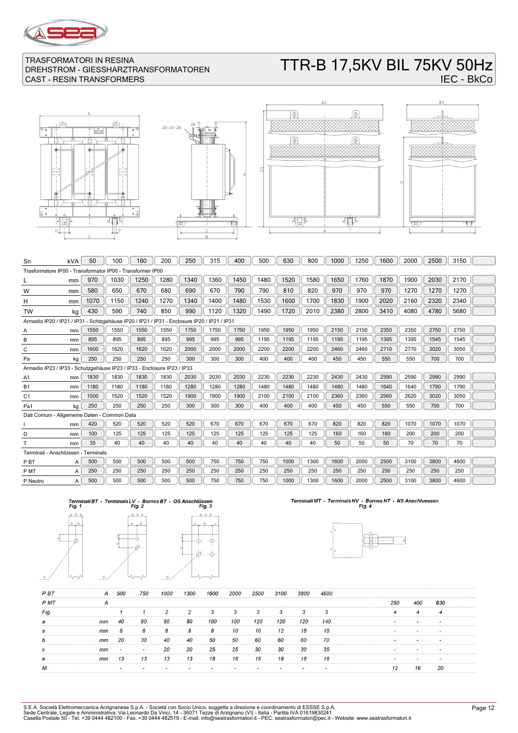TRASFORMATORI IN RESINA
DREHSTROM - GIESSHARZTRANSFORMATOREN
CAST - RESIN TRANSFORMERS

# TTR-B 17,5KV BIL 75KV 50Hz

IEC - BkCo

| Sn | kVA | 50 | 100 | 160 | 200 | 250 | 315 | 400 | 500 | 630 | 800 | 1000 | 1250 | 1600 | 2000 | 2500 | 3150 | |
|---|---|---|---|---|---|---|---|---|---|---|---|---|---|---|---|---|---|---|
| **Trasformatore IP00 - Transformator IP00 - Transformer IP00** | | | | | | | | | | | | | | | | | | |
| L | mm | 970 | 1030 | 1250 | 1280 | 1340 | 1360 | 1450 | 1480 | 1520 | 1580 | 1650 | 1760 | 1870 | 1900 | 2030 | 2170 | |
| W | mm | 580 | 650 | 670 | 680 | 690 | 670 | 790 | 790 | 810 | 820 | 970 | 970 | 970 | 1270 | 1270 | 1270 | |
| H | mm | 1070 | 1150 | 1240 | 1270 | 1340 | 1400 | 1480 | 1530 | 1600 | 1700 | 1830 | 1900 | 2020 | 2160 | 2320 | 2340 | |
| TW | kg | 430 | 590 | 740 | 850 | 990 | 1120 | 1320 | 1490 | 1720 | 2010 | 2380 | 2800 | 3410 | 4080 | 4780 | 5680 | |
| **Armadio IP20 / IP21 / IP31 - Schtzgehäuse IP20 / IP21 / IP31 - Enclosure IP20 / IP21 / IP31** | | | | | | | | | | | | | | | | | | |
| A | mm | 1550 | 1550 | 1550 | 1550 | 1750 | 1750 | 1750 | 1950 | 1950 | 1950 | 2150 | 2150 | 2350 | 2350 | 2750 | 2750 | |
| B | mm | 895 | 895 | 895 | 895 | 995 | 995 | 995 | 1195 | 1195 | 1195 | 1195 | 1195 | 1395 | 1395 | 1545 | 1545 | |
| C | mm | 1600 | 1620 | 1620 | 1620 | 2000 | 2000 | 2000 | 2200 | 2200 | 2200 | 2460 | 2460 | 2710 | 2770 | 3020 | 3050 | |
| Pa | kg | 250 | 250 | 250 | 250 | 300 | 300 | 300 | 400 | 400 | 400 | 450 | 450 | 550 | 550 | 700 | 700 | |
| **Armadio IP23 / IP33 - Schutzgehäuse IP23 / IP33 - Enclosure IP23 / IP33** | | | | | | | | | | | | | | | | | | |
| A1 | mm | 1830 | 1830 | 1830 | 1830 | 2030 | 2030 | 2030 | 2230 | 2230 | 2230 | 2430 | 2430 | 2590 | 2590 | 2990 | 2990 | |
| B1 | mm | 1180 | 1180 | 1180 | 1180 | 1280 | 1280 | 1280 | 1480 | 1480 | 1480 | 1480 | 1480 | 1640 | 1640 | 1790 | 1790 | |
| C1 | mm | 1500 | 1520 | 1520 | 1520 | 1900 | 1900 | 1900 | 2100 | 2100 | 2100 | 2360 | 2360 | 2560 | 2620 | 3020 | 3050 | |
| Pa1 | kg | 250 | 250 | 250 | 250 | 300 | 300 | 300 | 400 | 400 | 400 | 450 | 450 | 550 | 550 | 700 | 700 | |
| **Dati Comuni - Allgemeine Daten - Common Data** | | | | | | | | | | | | | | | | | | |
| I | mm | 420 | 520 | 520 | 520 | 520 | 670 | 670 | 670 | 670 | 670 | 820 | 820 | 820 | 1070 | 1070 | 1070 | |
| D | mm | 100 | 125 | 125 | 125 | 125 | 125 | 125 | 125 | 125 | 125 | 160 | 160 | 160 | 200 | 200 | 200 | |
| T | mm | 35 | 40 | 40 | 40 | 40 | 40 | 40 | 40 | 40 | 40 | 50 | 50 | 50 | 70 | 70 | 70 | |
| **Terminali - Anschlüssen - Terminals** | | | | | | | | | | | | | | | | | | |
| P BT | A | 500 | 500 | 500 | 500 | 500 | 750 | 750 | 750 | 1000 | 1300 | 1600 | 2000 | 2500 | 3100 | 3800 | 4600 | |
| P MT | A | 250 | 250 | 250 | 250 | 250 | 250 | 250 | 250 | 250 | 250 | 250 | 250 | 250 | 250 | 250 | 250 | |
| P Neutro | A | 500 | 500 | 500 | 500 | 500 | 750 | 750 | 750 | 1000 | 1300 | 1600 | 2000 | 2500 | 3100 | 3800 | 4600 | |

*Terminali BT - Terminals LV - Bornes BT - OS Anschlüssen* — *Fig. 1*, *Fig. 2*, *Fig. 3*

*Terminali MT - Terminals HV - Bornes HT - NS Anschluessen* — *Fig. 4*

| | | | | | | | | | | | | | | |
|---|---|---|---|---|---|---|---|---|---|---|---|---|---|---|
| *P BT* | *A* | *500* | *750* | *1000* | *1300* | *1600* | *2000* | *2500* | *3100* | *3800* | *4600* | | | |
| *P MT* | *A* | | | | | | | | | | | *250* | *400* | *630* |
| *Fig.* | | *1* | *1* | *2* | *2* | *3* | *3* | *3* | *3* | *3* | *3* | *4* | *4* | *4* |
| *a* | *mm* | *40* | *60* | *80* | *80* | *100* | *100* | *120* | *120* | *120* | *140* | *-* | *-* | *-* |
| *s* | *mm* | *5* | *6* | *6* | *8* | *8* | *10* | *10* | *12* | *15* | *15* | *-* | *-* | *-* |
| *b* | *mm* | *20* | *30* | *40* | *40* | *50* | *50* | *60* | *60* | *60* | *70* | *-* | *-* | *-* |
| *c* | *mm* | *-* | *-* | *20* | *20* | *25* | *25* | *30* | *30* | *30* | *35* | *-* | *-* | *-* |
| *e* | *mm* | *13* | *13* | *13* | *13* | *18* | *18* | *18* | *18* | *18* | *18* | *-* | *-* | *-* |
| *M* | | *-* | *-* | *-* | *-* | *-* | *-* | *-* | *-* | *-* | *-* | *12* | *16* | *20* |

S.E.A. Società Elettromeccanica Arzignanese S.p.A. - Società con Socio Unico, soggetta a direzione e coordinamento di ESSSE S.p.A.
Sede Centrale, Legale e Amministrativa: Via Leonardo Da Vinci, 14 - 36071 Tezze di Arzignano (VI) - Italia - Partita IVA 01619830241
Casella Postale 50 - Tel. +39 0444 482100 - Fax. +39 0444 482519 - E-mail: info@seatrasformatori.it - PEC: seatrasformatori@pec.it - Website: www.seatrasformatori.it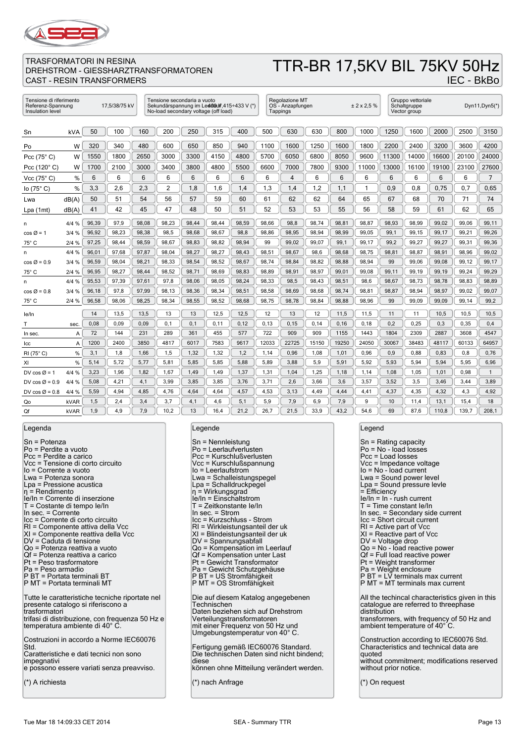TRASFORMATORI IN RESINA
DREHSTROM - GIESSHARZTRANSFORMATOREN
CAST - RESIN TRANSFORMERS

# TTR-BR 17,5KV BIL 75KV 50Hz

IEC - BkBo

| Tensione di riferimento / Referenz-Spannung / Insulation level | 17,5/38/75 kV |
|---|---|
| Tensione secondaria a vuoto / Sekundärspannung im Leerlauf / No-load secondary voltage (off load) | 400 V, 415÷433 V (*) |
| Regolazione MT / OS - Anzapfungen / Tappings | ± 2 x 2,5 % |
| Gruppo vettoriale / Schaltgruppe / Vector group | Dyn11,Dyn5(*) |

| Sn | kVA | 50 | 100 | 160 | 200 | 250 | 315 | 400 | 500 | 630 | 630 | 800 | 1000 | 1250 | 1600 | 2000 | 2500 | 3150 |
|---|---|---|---|---|---|---|---|---|---|---|---|---|---|---|---|---|---|---|
| Po | W | 320 | 340 | 480 | 600 | 650 | 850 | 940 | 1100 | 1600 | 1250 | 1600 | 1800 | 2200 | 2400 | 3200 | 3600 | 4200 |
| Pcc (75° C) | W | 1550 | 1800 | 2650 | 3000 | 3300 | 4150 | 4800 | 5700 | 6050 | 6800 | 8050 | 9600 | 11300 | 14000 | 16600 | 20100 | 24000 |
| Pcc (120° C) | W | 1700 | 2100 | 3000 | 3400 | 3800 | 4800 | 5500 | 6600 | 7000 | 7800 | 9300 | 11000 | 13000 | 16100 | 19100 | 23100 | 27600 |
| Vcc (75° C) | % | 6 | 6 | 6 | 6 | 6 | 6 | 6 | 6 | 4 | 6 | 6 | 6 | 6 | 6 | 6 | 6 | 7 |
| Io (75° C) | % | 3,3 | 2,6 | 2,3 | 2 | 1,8 | 1,6 | 1,4 | 1,3 | 1,4 | 1,2 | 1,1 | 1 | 0,9 | 0,8 | 0,75 | 0,7 | 0,65 |
| Lwa | dB(A) | 50 | 51 | 54 | 56 | 57 | 59 | 60 | 61 | 62 | 62 | 64 | 65 | 67 | 68 | 70 | 71 | 74 |
| Lpa (1mt) | dB(A) | 41 | 42 | 45 | 47 | 48 | 50 | 51 | 52 | 53 | 53 | 55 | 56 | 58 | 59 | 61 | 62 | 65 |
| η | 4/4 % | 96,39 | 97,9 | 98,08 | 98,23 | 98,44 | 98,44 | 98,59 | 98,66 | 98,8 | 98,74 | 98,81 | 98,87 | 98,93 | 98,99 | 99,02 | 99,06 | 99,11 |
| cos Ø = 1 | 3/4 % | 96,92 | 98,23 | 98,38 | 98,5 | 98,68 | 98,67 | 98,8 | 98,86 | 98,95 | 98,94 | 98,99 | 99,05 | 99,1 | 99,15 | 99,17 | 99,21 | 99,26 |
| 75° C | 2/4 % | 97,25 | 98,44 | 98,59 | 98,67 | 98,83 | 98,82 | 98,94 | 99 | 99,02 | 99,07 | 99,1 | 99,17 | 99,2 | 99,27 | 99,27 | 99,31 | 99,36 |
| η | 4/4 % | 96,01 | 97,68 | 97,87 | 98,04 | 98,27 | 98,27 | 98,43 | 98,51 | 98,67 | 98,6 | 98,68 | 98,75 | 98,81 | 98,87 | 98,91 | 98,96 | 99,02 |
| cos Ø = 0.9 | 3/4 % | 96,59 | 98,04 | 98,21 | 98,33 | 98,54 | 98,52 | 98,67 | 98,74 | 98,84 | 98,82 | 98,88 | 98,94 | 99 | 99,06 | 99,08 | 99,12 | 99,17 |
| 75° C | 2/4 % | 96,95 | 98,27 | 98,44 | 98,52 | 98,71 | 98,69 | 98,83 | 98,89 | 98,91 | 98,97 | 99,01 | 99,08 | 99,11 | 99,19 | 99,19 | 99,24 | 99,29 |
| η | 4/4 % | 95,53 | 97,39 | 97,61 | 97,8 | 98,06 | 98,05 | 98,24 | 98,33 | 98,5 | 98,43 | 98,51 | 98,6 | 98,67 | 98,73 | 98,78 | 98,83 | 98,89 |
| cos Ø = 0.8 | 3/4 % | 96,18 | 97,8 | 97,99 | 98,13 | 98,36 | 98,34 | 98,51 | 98,58 | 98,69 | 98,68 | 98,74 | 98,81 | 98,87 | 98,94 | 98,97 | 99,02 | 99,07 |
| 75° C | 2/4 % | 96,58 | 98,06 | 98,25 | 98,34 | 98,55 | 98,52 | 98,68 | 98,75 | 98,78 | 98,84 | 98,88 | 98,96 | 99 | 99,09 | 99,09 | 99,14 | 99,2 |
| Ie/In | | 14 | 13,5 | 13,5 | 13 | 13 | 12,5 | 12,5 | 12 | 13 | 12 | 11,5 | 11,5 | 11 | 11 | 10,5 | 10,5 | 10,5 |
| T | sec. | 0,08 | 0,09 | 0,09 | 0,1 | 0,1 | 0,11 | 0,12 | 0,13 | 0,15 | 0,14 | 0,16 | 0,18 | 0,2 | 0,25 | 0,3 | 0,35 | 0,4 |
| In sec. | A | 72 | 144 | 231 | 289 | 361 | 455 | 577 | 722 | 909 | 909 | 1155 | 1443 | 1804 | 2309 | 2887 | 3608 | 4547 |
| Icc | A | 1200 | 2400 | 3850 | 4817 | 6017 | 7583 | 9617 | 12033 | 22725 | 15150 | 19250 | 24050 | 30067 | 38483 | 48117 | 60133 | 64957 |
| Rl (75° C) | % | 3,1 | 1,8 | 1,66 | 1,5 | 1,32 | 1,32 | 1,2 | 1,14 | 0,96 | 1,08 | 1,01 | 0,96 | 0,9 | 0,88 | 0,83 | 0,8 | 0,76 |
| Xl | % | 5,14 | 5,72 | 5,77 | 5,81 | 5,85 | 5,85 | 5,88 | 5,89 | 3,88 | 5,9 | 5,91 | 5,92 | 5,93 | 5,94 | 5,94 | 5,95 | 6,96 |
| DV cos Ø = 1 | 4/4 % | 3,23 | 1,96 | 1,82 | 1,67 | 1,49 | 1,49 | 1,37 | 1,31 | 1,04 | 1,25 | 1,18 | 1,14 | 1,08 | 1,05 | 1,01 | 0,98 | 1 |
| DV cos Ø = 0.9 | 4/4 % | 5,08 | 4,21 | 4,1 | 3,99 | 3,85 | 3,85 | 3,76 | 3,71 | 2,6 | 3,66 | 3,6 | 3,57 | 3,52 | 3,5 | 3,46 | 3,44 | 3,89 |
| DV cos Ø = 0.8 | 4/4 % | 5,59 | 4,94 | 4,85 | 4,76 | 4,64 | 4,64 | 4,57 | 4,53 | 3,13 | 4,49 | 4,44 | 4,41 | 4,37 | 4,35 | 4,32 | 4,3 | 4,92 |
| Qo | kVAR | 1,5 | 2,4 | 3,4 | 3,7 | 4,1 | 4,6 | 5,1 | 5,9 | 7,9 | 6,9 | 7,9 | 9 | 10 | 11,4 | 13,1 | 15,4 | 18 |
| Qf | kVAR | 1,9 | 4,9 | 7,9 | 10,2 | 13 | 16,4 | 21,2 | 26,7 | 21,5 | 33,9 | 43,2 | 54,6 | 69 | 87,6 | 110,8 | 139,7 | 208,1 |

**Legenda**

Sn = Potenza
Po = Perdite a vuoto
Pcc = Perdite a carico
Vcc = Tensione di corto circuito
Io = Corrente a vuoto
Lwa = Potenza sonora
Lpa = Pressione acustica
η = Rendimento
Ie/In = Corrente di inserzione
T = Costante di tempo Ie/In
In sec. = Corrente
Icc = Corrente di corto circuito
Rl = Componente attiva della Vcc
Xl = Componente reattiva della Vcc
DV = Caduta di tensione
Qo = Potenza reattiva a vuoto
Qf = Potenza reattiva a carico
Pt = Peso trasformatore
Pa = Peso armadio
P BT = Portata terminali BT
P MT = Portata terminali MT

Tutte le caratteristiche tecniche riportate nel presente catalogo si riferiscono a trasformatori trifasi di distribuzione, con frequenza 50 Hz e temperatura ambiente di 40° C.

Costruzioni in accordo a Norme IEC60076 Std.
Caratteristiche e dati tecnici non sono impegnativi e possono essere variati senza preavviso.

(*) A richiesta

**Legende**

Sn = Nennleistung
Po = Leerlaufverlusten
Pcc = Kurschlußverlusten
Vcc = Kurschlußspannung
Io = Leerlaufstrom
Lwa = Schalleistungspegel
Lpa = Schalldruckpegel
η = Wirkungsgrad
Ie/In = Einschaltstrom
T = Zeitkonstante Ie/In
In sec. = Strom
Icc = Kurzschluss - Strom
Rl = Wirkleistungsanteil der uk
Xl = Blindeistungsanteil der uk
DV = Spannungsabfall
Qo = Kompensation im Leerlauf
Qf = Kompensation unter Last
Pt = Gewicht Transformator
Pa = Gewicht Schutzgehäuse
P BT = US Stromfähigkeit
P MT = OS Stromfähigkeit

Die auf diesem Katalog angegebenen Technischen Daten beziehen sich auf Drehstrom Verteilungstransformatoren mit einer Frequenz von 50 Hz und Umgebungstemperatur von 40° C.

Fertigung gemäß IEC60076 Standard.
Die technischen Daten sind nicht bindend; diese können ohne Mitteilung verändert werden.

(*) nach Anfrage

**Legend**

Sn = Rating capacity
Po = No - load losses
Pcc = Load losses
Vcc = Impedance voltage
Io = No - load current
Lwa = Sound power level
Lpa = Sound pressure levle
= Efficiency
Ie/In = In - rush current
T = Time constant Ie/In
In sec. = Secondary side current
Icc = Short circuit current
Rl = Active part of Vcc
Xl = Reactive part of Vcc
DV = Voltage drop
Qo = No - load reactive power
Qf = Full load reactive power
Pt = Weight transformer
Pa = Weight enclosure
P BT = LV terminals max current
P MT = MT terminals max current

All the techincal characteristics given in this catalogue are referred to threephase distribution transformers, with frequency of 50 Hz and ambient temperature of 40° C.

Construction according to IEC60076 Std.
Characteristics and technical data are quoted without commitment; modifications reserved without prior notice.

(*) On request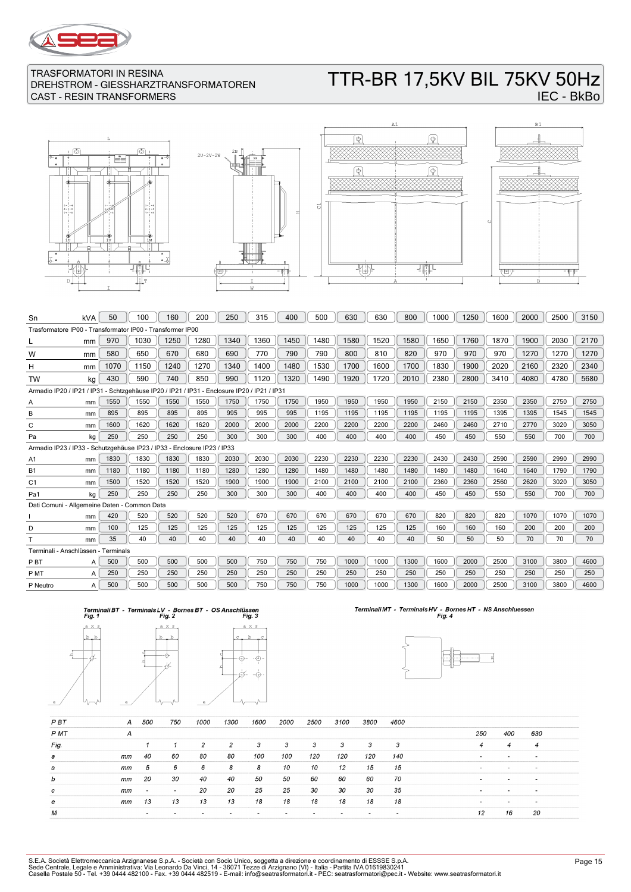TRASFORMATORI IN RESINA
DREHSTROM - GIESSHARZTRANSFORMATOREN
CAST - RESIN TRANSFORMERS

# TTR-BR 17,5KV BIL 75KV 50Hz

IEC - BkBo

| Sn | kVA | 50 | 100 | 160 | 200 | 250 | 315 | 400 | 500 | 630 | 630 | 800 | 1000 | 1250 | 1600 | 2000 | 2500 | 3150 |
|---|---|---|---|---|---|---|---|---|---|---|---|---|---|---|---|---|---|---|
| Trasformatore IP00 - Transformator IP00 - Transformer IP00 | | | | | | | | | | | | | | | | | | |
| L | mm | 970 | 1030 | 1250 | 1280 | 1340 | 1360 | 1450 | 1480 | 1580 | 1520 | 1580 | 1650 | 1760 | 1870 | 1900 | 2030 | 2170 |
| W | mm | 580 | 650 | 670 | 680 | 690 | 770 | 790 | 790 | 800 | 810 | 820 | 970 | 970 | 970 | 1270 | 1270 | 1270 |
| H | mm | 1070 | 1150 | 1240 | 1270 | 1340 | 1400 | 1480 | 1530 | 1700 | 1600 | 1700 | 1830 | 1900 | 2020 | 2160 | 2320 | 2340 |
| TW | kg | 430 | 590 | 740 | 850 | 990 | 1120 | 1320 | 1490 | 1920 | 1720 | 2010 | 2380 | 2800 | 3410 | 4080 | 4780 | 5680 |
| Armadio IP20 / IP21 / IP31 - Schtzgehäuse IP20 / IP21 / IP31 - Enclosure IP20 / IP21 / IP31 | | | | | | | | | | | | | | | | | | |
| A | mm | 1550 | 1550 | 1550 | 1550 | 1750 | 1750 | 1750 | 1950 | 1950 | 1950 | 1950 | 2150 | 2150 | 2350 | 2350 | 2750 | 2750 |
| B | mm | 895 | 895 | 895 | 895 | 995 | 995 | 995 | 1195 | 1195 | 1195 | 1195 | 1195 | 1195 | 1395 | 1395 | 1545 | 1545 |
| C | mm | 1600 | 1620 | 1620 | 1620 | 2000 | 2000 | 2000 | 2200 | 2200 | 2200 | 2200 | 2460 | 2460 | 2710 | 2770 | 3020 | 3050 |
| Pa | kg | 250 | 250 | 250 | 250 | 300 | 300 | 300 | 400 | 400 | 400 | 400 | 450 | 450 | 550 | 550 | 700 | 700 |
| Armadio IP23 / IP33 - Schutzgehäuse IP23 / IP33 - Enclosure IP23 / IP33 | | | | | | | | | | | | | | | | | | |
| A1 | mm | 1830 | 1830 | 1830 | 1830 | 2030 | 2030 | 2030 | 2230 | 2230 | 2230 | 2230 | 2430 | 2430 | 2590 | 2590 | 2990 | 2990 |
| B1 | mm | 1180 | 1180 | 1180 | 1180 | 1280 | 1280 | 1280 | 1480 | 1480 | 1480 | 1480 | 1480 | 1480 | 1640 | 1640 | 1790 | 1790 |
| C1 | mm | 1500 | 1520 | 1520 | 1520 | 1900 | 1900 | 1900 | 2100 | 2100 | 2100 | 2100 | 2360 | 2360 | 2560 | 2620 | 3020 | 3050 |
| Pa1 | kg | 250 | 250 | 250 | 250 | 300 | 300 | 300 | 400 | 400 | 400 | 400 | 450 | 450 | 550 | 550 | 700 | 700 |
| Dati Comuni - Allgemeine Daten - Common Data | | | | | | | | | | | | | | | | | | |
| I | mm | 420 | 520 | 520 | 520 | 520 | 670 | 670 | 670 | 670 | 670 | 670 | 820 | 820 | 820 | 1070 | 1070 | 1070 |
| D | mm | 100 | 125 | 125 | 125 | 125 | 125 | 125 | 125 | 125 | 125 | 125 | 160 | 160 | 160 | 200 | 200 | 200 |
| T | mm | 35 | 40 | 40 | 40 | 40 | 40 | 40 | 40 | 40 | 40 | 40 | 50 | 50 | 50 | 70 | 70 | 70 |
| Terminali - Anschlüssen - Terminals | | | | | | | | | | | | | | | | | | |
| P BT | A | 500 | 500 | 500 | 500 | 500 | 750 | 750 | 750 | 1000 | 1000 | 1300 | 1600 | 2000 | 2500 | 3100 | 3800 | 4600 |
| P MT | A | 250 | 250 | 250 | 250 | 250 | 250 | 250 | 250 | 250 | 250 | 250 | 250 | 250 | 250 | 250 | 250 | 250 |
| P Neutro | A | 500 | 500 | 500 | 500 | 500 | 750 | 750 | 750 | 1000 | 1000 | 1300 | 1600 | 2000 | 2500 | 3100 | 3800 | 4600 |

*Terminali BT - Terminals LV - Bornes BT - OS Anschlüssen* — *Fig. 1*, *Fig. 2*, *Fig. 3*

*Terminali MT - Terminals HV - Bornes HT - NS Anschluessen* — *Fig. 4*

| *P BT* | *A* | *500* | *750* | *1000* | *1300* | *1600* | *2000* | *2500* | *3100* | *3800* | *4600* | | | |
|---|---|---|---|---|---|---|---|---|---|---|---|---|---|---|
| *P MT* | *A* | | | | | | | | | | | *250* | *400* | *630* |
| *Fig.* | | *1* | *1* | *2* | *2* | *3* | *3* | *3* | *3* | *3* | *3* | *4* | *4* | *4* |
| *a* | *mm* | *40* | *60* | *80* | *80* | *100* | *100* | *120* | *120* | *120* | *140* | - | - | - |
| *s* | *mm* | *5* | *6* | *6* | *8* | *8* | *10* | *10* | *12* | *15* | *15* | - | - | - |
| *b* | *mm* | *20* | *30* | *40* | *40* | *50* | *50* | *60* | *60* | *60* | *70* | - | - | - |
| *c* | *mm* | - | - | *20* | *20* | *25* | *25* | *30* | *30* | *30* | *35* | - | - | - |
| *e* | *mm* | *13* | *13* | *13* | *13* | *18* | *18* | *18* | *18* | *18* | *18* | - | - | - |
| *M* | | - | - | - | - | - | - | - | - | - | - | *12* | *16* | *20* |

S.E.A. Società Elettromeccanica Arzignanese S.p.A. - Società con Socio Unico, soggetta a direzione e coordinamento di ESSSE S.p.A.
Sede Centrale, Legale e Amministrativa: Via Leonardo Da Vinci, 14 - 36071 Tezze di Arzignano (VI) - Italia - Partita IVA 01619830241
Casella Postale 50 - Tel. +39 0444 482100 - Fax. +39 0444 482519 - E-mail: info@seatrasformatori.it - PEC: seatrasformatori@pec.it - Website: www.seatrasformatori.it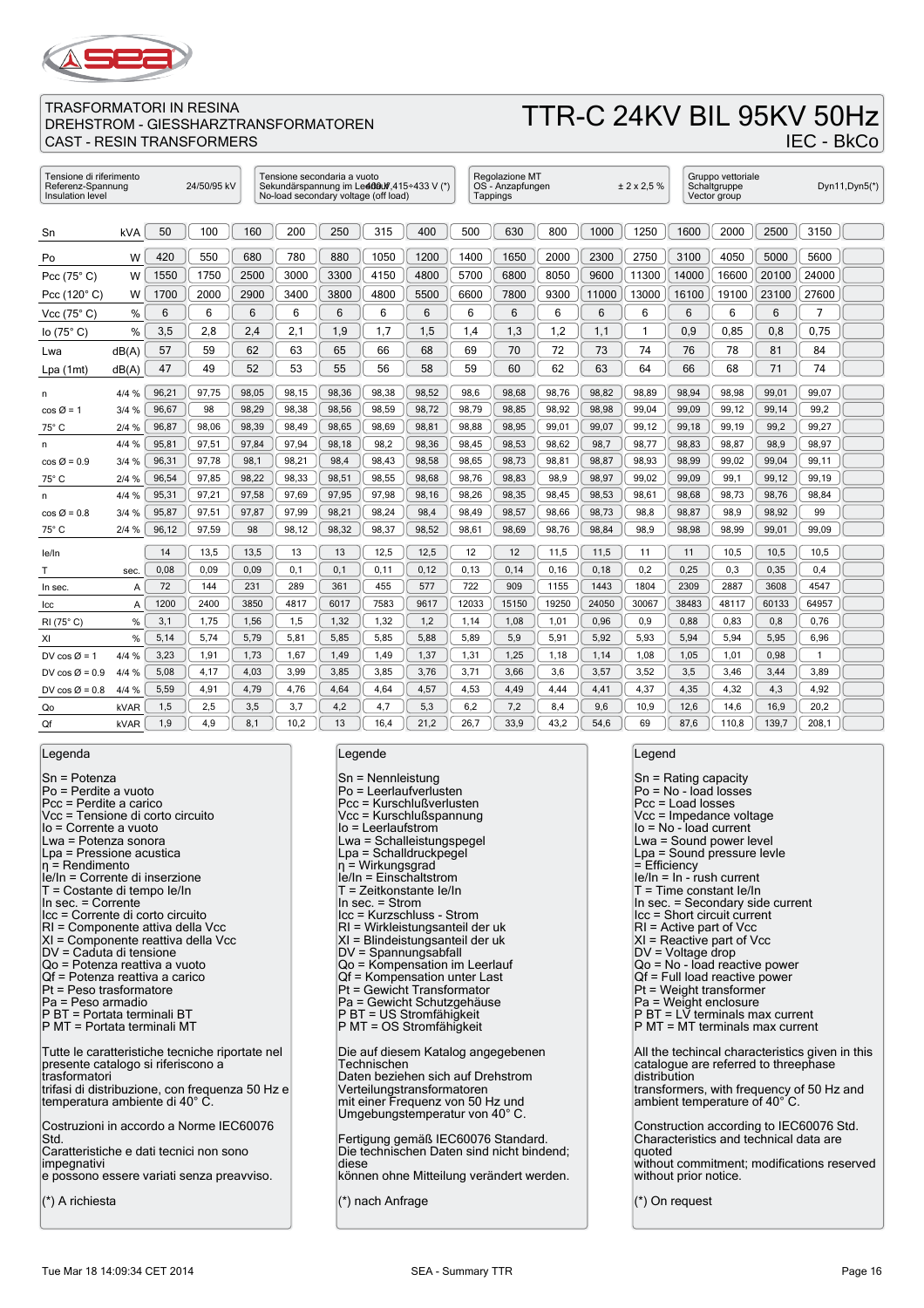TRASFORMATORI IN RESINA
DREHSTROM - GIESSHARZTRANSFORMATOREN
CAST - RESIN TRANSFORMERS

# TTR-C 24KV BIL 95KV 50Hz

IEC - BkCo

| Tensione di riferimento / Referenz-Spannung / Insulation level | Tensione secondaria a vuoto / Sekundärspannung im Leerlauf / No-load secondary voltage (off load) | Regolazione MT / OS - Anzapfungen / Tappings | Gruppo vettoriale / Schaltgruppe / Vector group |
|---|---|---|---|
| 24/50/95 kV | 400V,415÷433 V (*) | ± 2 x 2,5 % | Dyn11,Dyn5(*) |

| Sn | kVA | 50 | 100 | 160 | 200 | 250 | 315 | 400 | 500 | 630 | 800 | 1000 | 1250 | 1600 | 2000 | 2500 | 3150 | |
|---|---|---|---|---|---|---|---|---|---|---|---|---|---|---|---|---|---|---|
| Po | W | 420 | 550 | 680 | 780 | 880 | 1050 | 1200 | 1400 | 1650 | 2000 | 2300 | 2750 | 3100 | 4050 | 5000 | 5600 | |
| Pcc (75° C) | W | 1550 | 1750 | 2500 | 3000 | 3300 | 4150 | 4800 | 5700 | 6800 | 8050 | 9600 | 11300 | 14000 | 16600 | 20100 | 24000 | |
| Pcc (120° C) | W | 1700 | 2000 | 2900 | 3400 | 3800 | 4800 | 5500 | 6600 | 7800 | 9300 | 11000 | 13000 | 16100 | 19100 | 23100 | 27600 | |
| Vcc (75° C) | % | 6 | 6 | 6 | 6 | 6 | 6 | 6 | 6 | 6 | 6 | 6 | 6 | 6 | 6 | 6 | 7 | |
| Io (75° C) | % | 3,5 | 2,8 | 2,4 | 2,1 | 1,9 | 1,7 | 1,5 | 1,4 | 1,3 | 1,2 | 1,1 | 1 | 0,9 | 0,85 | 0,8 | 0,75 | |
| Lwa | dB(A) | 57 | 59 | 62 | 63 | 65 | 66 | 68 | 69 | 70 | 72 | 73 | 74 | 76 | 78 | 81 | 84 | |
| Lpa (1mt) | dB(A) | 47 | 49 | 52 | 53 | 55 | 56 | 58 | 59 | 60 | 62 | 63 | 64 | 66 | 68 | 71 | 74 | |
| η | 4/4 % | 96,21 | 97,75 | 98,05 | 98,15 | 98,36 | 98,38 | 98,52 | 98,6 | 98,68 | 98,76 | 98,82 | 98,89 | 98,94 | 98,98 | 99,01 | 99,07 | |
| cos Ø = 1 | 3/4 % | 96,67 | 98 | 98,29 | 98,38 | 98,56 | 98,59 | 98,72 | 98,79 | 98,85 | 98,92 | 98,98 | 99,04 | 99,09 | 99,12 | 99,14 | 99,2 | |
| 75° C | 2/4 % | 96,87 | 98,06 | 98,39 | 98,49 | 98,65 | 98,69 | 98,81 | 98,88 | 98,95 | 99,01 | 99,07 | 99,12 | 99,18 | 99,19 | 99,2 | 99,27 | |
| η | 4/4 % | 95,81 | 97,51 | 97,84 | 97,94 | 98,18 | 98,2 | 98,36 | 98,45 | 98,53 | 98,62 | 98,7 | 98,77 | 98,83 | 98,87 | 98,9 | 98,97 | |
| cos Ø = 0.9 | 3/4 % | 96,31 | 97,78 | 98,1 | 98,21 | 98,4 | 98,43 | 98,58 | 98,65 | 98,73 | 98,81 | 98,87 | 98,93 | 98,99 | 99,02 | 99,04 | 99,11 | |
| 75° C | 2/4 % | 96,54 | 97,85 | 98,22 | 98,33 | 98,51 | 98,55 | 98,68 | 98,76 | 98,83 | 98,9 | 98,97 | 99,02 | 99,09 | 99,1 | 99,12 | 99,19 | |
| η | 4/4 % | 95,31 | 97,21 | 97,58 | 97,69 | 97,95 | 97,98 | 98,16 | 98,26 | 98,35 | 98,45 | 98,53 | 98,61 | 98,68 | 98,73 | 98,76 | 98,84 | |
| cos Ø = 0.8 | 3/4 % | 95,87 | 97,51 | 97,87 | 97,99 | 98,21 | 98,24 | 98,4 | 98,49 | 98,57 | 98,66 | 98,73 | 98,8 | 98,87 | 98,9 | 98,92 | 99 | |
| 75° C | 2/4 % | 96,12 | 97,59 | 98 | 98,12 | 98,32 | 98,37 | 98,52 | 98,61 | 98,69 | 98,76 | 98,84 | 98,9 | 98,98 | 98,99 | 99,01 | 99,09 | |
| Ie/In | | 14 | 13,5 | 13,5 | 13 | 13 | 12,5 | 12,5 | 12 | 12 | 11,5 | 11,5 | 11 | 11 | 10,5 | 10,5 | 10,5 | |
| T | sec. | 0,08 | 0,09 | 0,09 | 0,1 | 0,1 | 0,11 | 0,12 | 0,13 | 0,14 | 0,16 | 0,18 | 0,2 | 0,25 | 0,3 | 0,35 | 0,4 | |
| In sec. | A | 72 | 144 | 231 | 289 | 361 | 455 | 577 | 722 | 909 | 1155 | 1443 | 1804 | 2309 | 2887 | 3608 | 4547 | |
| Icc | A | 1200 | 2400 | 3850 | 4817 | 6017 | 7583 | 9617 | 12033 | 15150 | 19250 | 24050 | 30067 | 38483 | 48117 | 60133 | 64957 | |
| Rl (75° C) | % | 3,1 | 1,75 | 1,56 | 1,5 | 1,32 | 1,32 | 1,2 | 1,14 | 1,08 | 1,01 | 0,96 | 0,9 | 0,88 | 0,83 | 0,8 | 0,76 | |
| Xl | % | 5,14 | 5,74 | 5,79 | 5,81 | 5,85 | 5,85 | 5,88 | 5,89 | 5,9 | 5,91 | 5,92 | 5,93 | 5,94 | 5,94 | 5,95 | 6,96 | |
| DV cos Ø = 1 | 4/4 % | 3,23 | 1,91 | 1,73 | 1,67 | 1,49 | 1,49 | 1,37 | 1,31 | 1,25 | 1,18 | 1,14 | 1,08 | 1,05 | 1,01 | 0,98 | 1 | |
| DV cos Ø = 0.9 | 4/4 % | 5,08 | 4,17 | 4,03 | 3,99 | 3,85 | 3,85 | 3,76 | 3,71 | 3,66 | 3,6 | 3,57 | 3,52 | 3,5 | 3,46 | 3,44 | 3,89 | |
| DV cos Ø = 0.8 | 4/4 % | 5,59 | 4,91 | 4,79 | 4,76 | 4,64 | 4,64 | 4,57 | 4,53 | 4,49 | 4,44 | 4,41 | 4,37 | 4,35 | 4,32 | 4,3 | 4,92 | |
| Qo | kVAR | 1,5 | 2,5 | 3,5 | 3,7 | 4,2 | 4,7 | 5,3 | 6,2 | 7,2 | 8,4 | 9,6 | 10,9 | 12,6 | 14,6 | 16,9 | 20,2 | |
| Qf | kVAR | 1,9 | 4,9 | 8,1 | 10,2 | 13 | 16,4 | 21,2 | 26,7 | 33,9 | 43,2 | 54,6 | 69 | 87,6 | 110,8 | 139,7 | 208,1 | |

### Legenda

Sn = Potenza
Po = Perdite a vuoto
Pcc = Perdite a carico
Vcc = Tensione di corto circuito
Io = Corrente a vuoto
Lwa = Potenza sonora
Lpa = Pressione acustica
η = Rendimento
Ie/In = Corrente di inserzione
T = Costante di tempo Ie/In
In sec. = Corrente
Icc = Corrente di corto circuito
Rl = Componente attiva della Vcc
Xl = Componente reattiva della Vcc
DV = Caduta di tensione
Qo = Potenza reattiva a vuoto
Qf = Potenza reattiva a carico
Pt = Peso trasformatore
Pa = Peso armadio
P BT = Portata terminali BT
P MT = Portata terminali MT

Tutte le caratteristiche tecniche riportate nel presente catalogo si riferiscono a trasformatori trifasi di distribuzione, con frequenza 50 Hz e temperatura ambiente di 40° C.

Costruzioni in accordo a Norme IEC60076 Std.
Caratteristiche e dati tecnici non sono impegnativi e possono essere variati senza preavviso.

(*) A richiesta

### Legende

Sn = Nennleistung
Po = Leerlaufverlusten
Pcc = Kurschlußverlusten
Vcc = Kurschlußspannung
Io = Leerlaufstrom
Lwa = Schalleistungspegel
Lpa = Schalldruckpegel
η = Wirkungsgrad
Ie/In = Einschaltstrom
T = Zeitkonstante Ie/In
In sec. = Strom
Icc = Kurzschluss - Strom
Rl = Wirkleistungsanteil der uk
Xl = Blindeistungsanteil der uk
DV = Spannungsabfall
Qo = Kompensation im Leerlauf
Qf = Kompensation unter Last
Pt = Gewicht Transformator
Pa = Gewicht Schutzgehäuse
P BT = US Stromfähigkeit
P MT = OS Stromfähigkeit

Die auf diesem Katalog angegebenen Technischen Daten beziehen sich auf Drehstrom Verteilungstransformatoren mit einer Frequenz von 50 Hz und Umgebungstemperatur von 40° C.

Fertigung gemäß IEC60076 Standard.
Die technischen Daten sind nicht bindend; diese können ohne Mitteilung verändert werden.

(*) nach Anfrage

### Legend

Sn = Rating capacity
Po = No - load losses
Pcc = Load losses
Vcc = Impedance voltage
Io = No - load current
Lwa = Sound power level
Lpa = Sound pressure levle
= Efficiency
Ie/In = In - rush current
T = Time constant Ie/In
In sec. = Secondary side current
Icc = Short circuit current
Rl = Active part of Vcc
Xl = Reactive part of Vcc
DV = Voltage drop
Qo = No - load reactive power
Qf = Full load reactive power
Pt = Weight transformer
Pa = Weight enclosure
P BT = LV terminals max current
P MT = MT terminals max current

All the techincal characteristics given in this catalogue are referred to threephase distribution transformers, with frequency of 50 Hz and ambient temperature of 40° C.

Construction according to IEC60076 Std.
Characteristics and technical data are quoted without commitment; modifications reserved without prior notice.

(*) On request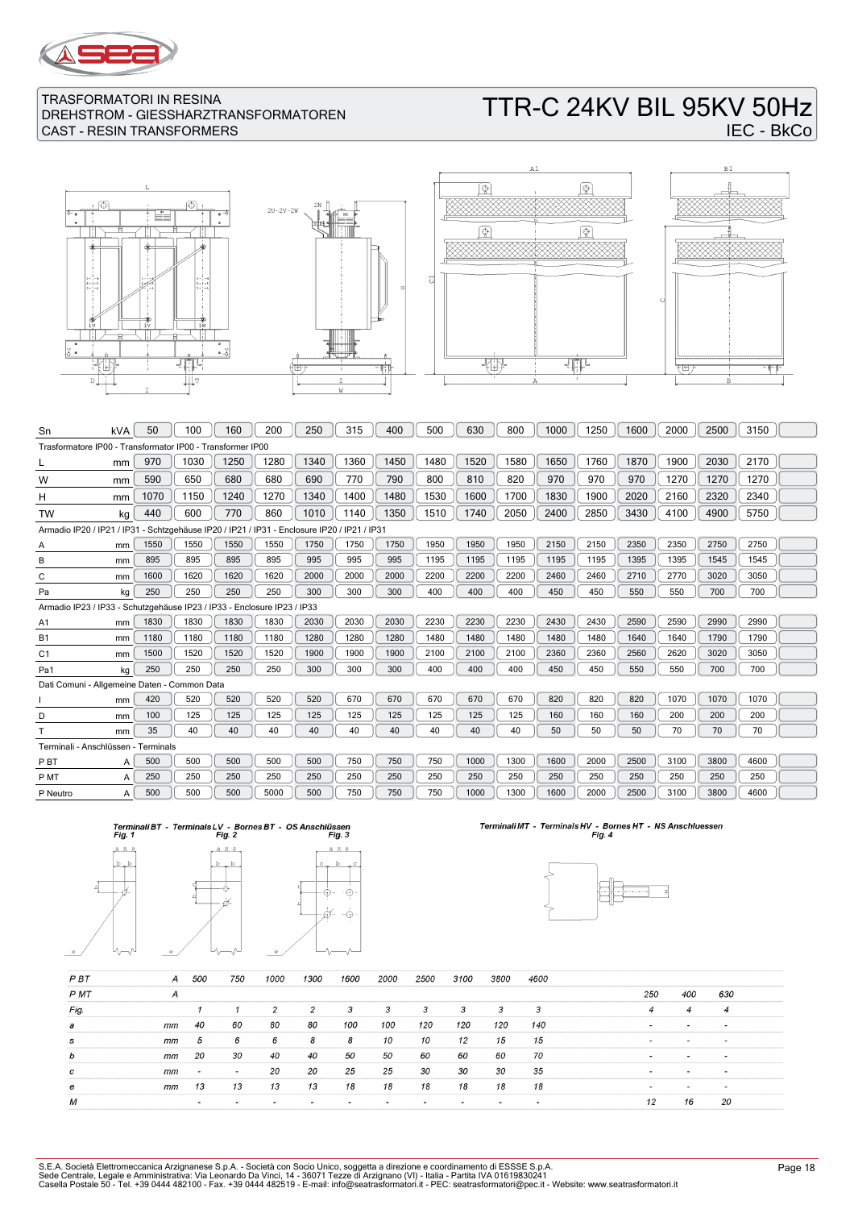TRASFORMATORI IN RESINA
DREHSTROM - GIESSHARZTRANSFORMATOREN
CAST - RESIN TRANSFORMERS

# TTR-C 24KV BIL 95KV 50Hz

IEC - BkCo

| Sn | kVA | 50 | 100 | 160 | 200 | 250 | 315 | 400 | 500 | 630 | 800 | 1000 | 1250 | 1600 | 2000 | 2500 | 3150 | |
|---|---|---|---|---|---|---|---|---|---|---|---|---|---|---|---|---|---|---|
| **Trasformatore IP00 - Transformator IP00 - Transformer IP00** | | | | | | | | | | | | | | | | | | |
| L | mm | 970 | 1030 | 1250 | 1280 | 1340 | 1360 | 1450 | 1480 | 1520 | 1580 | 1650 | 1760 | 1870 | 1900 | 2030 | 2170 | |
| W | mm | 590 | 650 | 680 | 680 | 690 | 770 | 790 | 800 | 810 | 820 | 970 | 970 | 970 | 1270 | 1270 | 1270 | |
| H | mm | 1070 | 1150 | 1240 | 1270 | 1340 | 1400 | 1480 | 1530 | 1600 | 1700 | 1830 | 1900 | 2020 | 2160 | 2320 | 2340 | |
| TW | kg | 440 | 600 | 770 | 860 | 1010 | 1140 | 1350 | 1510 | 1740 | 2050 | 2400 | 2850 | 3430 | 4100 | 4900 | 5750 | |
| **Armadio IP20 / IP21 / IP31 - Schtzgehäuse IP20 / IP21 / IP31 - Enclosure IP20 / IP21 / IP31** | | | | | | | | | | | | | | | | | | |
| A | mm | 1550 | 1550 | 1550 | 1550 | 1750 | 1750 | 1750 | 1950 | 1950 | 1950 | 2150 | 2150 | 2350 | 2350 | 2750 | 2750 | |
| B | mm | 895 | 895 | 895 | 895 | 995 | 995 | 995 | 1195 | 1195 | 1195 | 1195 | 1195 | 1395 | 1395 | 1545 | 1545 | |
| C | mm | 1600 | 1620 | 1620 | 1620 | 2000 | 2000 | 2000 | 2200 | 2200 | 2200 | 2460 | 2460 | 2710 | 2770 | 3020 | 3050 | |
| Pa | kg | 250 | 250 | 250 | 250 | 300 | 300 | 300 | 400 | 400 | 400 | 450 | 450 | 550 | 550 | 700 | 700 | |
| **Armadio IP23 / IP33 - Schutzgehäuse IP23 / IP33 - Enclosure IP23 / IP33** | | | | | | | | | | | | | | | | | | |
| A1 | mm | 1830 | 1830 | 1830 | 1830 | 2030 | 2030 | 2030 | 2230 | 2230 | 2230 | 2430 | 2430 | 2590 | 2590 | 2990 | 2990 | |
| B1 | mm | 1180 | 1180 | 1180 | 1180 | 1280 | 1280 | 1280 | 1480 | 1480 | 1480 | 1480 | 1480 | 1640 | 1640 | 1790 | 1790 | |
| C1 | mm | 1500 | 1520 | 1520 | 1520 | 1900 | 1900 | 1900 | 2100 | 2100 | 2100 | 2360 | 2360 | 2560 | 2620 | 3020 | 3050 | |
| Pa1 | kg | 250 | 250 | 250 | 250 | 300 | 300 | 300 | 400 | 400 | 400 | 450 | 450 | 550 | 550 | 700 | 700 | |
| **Dati Comuni - Allgemeine Daten - Common Data** | | | | | | | | | | | | | | | | | | |
| I | mm | 420 | 520 | 520 | 520 | 520 | 670 | 670 | 670 | 670 | 670 | 820 | 820 | 820 | 1070 | 1070 | 1070 | |
| D | mm | 100 | 125 | 125 | 125 | 125 | 125 | 125 | 125 | 125 | 125 | 160 | 160 | 160 | 200 | 200 | 200 | |
| T | mm | 35 | 40 | 40 | 40 | 40 | 40 | 40 | 40 | 40 | 40 | 50 | 50 | 50 | 70 | 70 | 70 | |
| **Terminali - Anschlüssen - Terminals** | | | | | | | | | | | | | | | | | | |
| P BT | A | 500 | 500 | 500 | 500 | 500 | 750 | 750 | 750 | 1000 | 1300 | 1600 | 2000 | 2500 | 3100 | 3800 | 4600 | |
| P MT | A | 250 | 250 | 250 | 250 | 250 | 250 | 250 | 250 | 250 | 250 | 250 | 250 | 250 | 250 | 250 | 250 | |
| P Neutro | A | 500 | 500 | 500 | 5000 | 500 | 750 | 750 | 750 | 1000 | 1300 | 1600 | 2000 | 2500 | 3100 | 3800 | 4600 | |

*Terminali BT - Terminals LV - Bornes BT - OS Anschlüssen*

*Fig. 1* *Fig. 2* *Fig. 3*

*Terminali MT - Terminals HV - Bornes HT - NS Anschluessen*

*Fig. 4*

| P BT | A | 500 | 750 | 1000 | 1300 | 1600 | 2000 | 2500 | 3100 | 3800 | 4600 | | | |
|---|---|---|---|---|---|---|---|---|---|---|---|---|---|---|
| P MT | A | | | | | | | | | | | 250 | 400 | 630 |
| Fig. | | 1 | 1 | 2 | 2 | 3 | 3 | 3 | 3 | 3 | 3 | 4 | 4 | 4 |
| a | mm | 40 | 60 | 80 | 80 | 100 | 100 | 120 | 120 | 120 | 140 | - | - | - |
| s | mm | 5 | 6 | 6 | 8 | 8 | 10 | 10 | 12 | 15 | 15 | - | - | - |
| b | mm | 20 | 30 | 40 | 40 | 50 | 50 | 60 | 60 | 60 | 70 | - | - | - |
| c | mm | - | - | 20 | 20 | 25 | 25 | 30 | 30 | 30 | 35 | - | - | - |
| e | mm | 13 | 13 | 13 | 13 | 18 | 18 | 18 | 18 | 18 | 18 | - | - | - |
| M | | - | - | - | - | - | - | - | - | - | - | 12 | 16 | 20 |

S.E.A. Società Elettromeccanica Arzignanese S.p.A. - Società con Socio Unico, soggetta a direzione e coordinamento di ESSSE S.p.A.
Sede Centrale, Legale e Amministrativa: Via Leonardo Da Vinci, 14 - 36071 Tezze di Arzignano (VI) - Italia - Partita IVA 01619830241
Casella Postale 50 - Tel. +39 0444 482100 - Fax. +39 0444 482519 - E-mail: info@seatrasformatori.it - PEC: seatrasformatori@pec.it - Website: www.seatrasformatori.it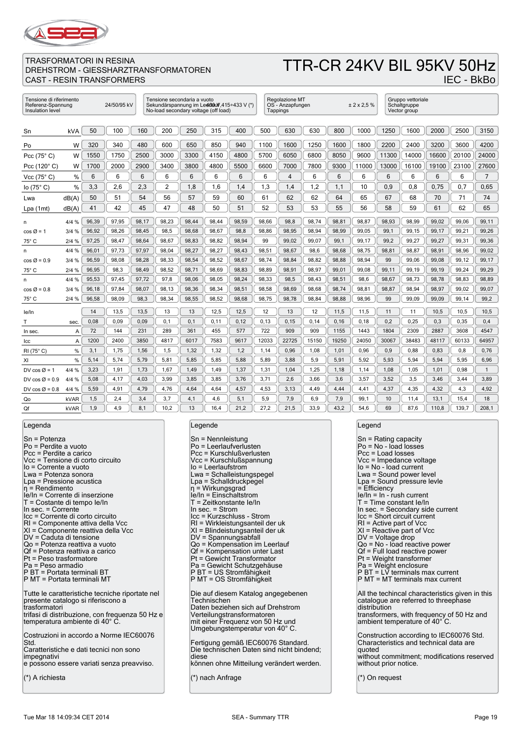TRASFORMATORI IN RESINA
DREHSTROM - GIESSHARZTRANSFORMATOREN
CAST - RESIN TRANSFORMERS

# TTR-CR 24KV BIL 95KV 50Hz

IEC - BkBo

| Tensione di riferimento / Referenz-Spannung / Insulation level | Tensione secondaria a vuoto / Sekundärspannung im Leerlauf / No-load secondary voltage (off load) | Regolazione MT / OS - Anzapfungen / Tappings | Gruppo vettoriale / Schaltgruppe / Vector group |
|---|---|---|---|
| 24/50/95 kV | 400 V,415÷433 V (*) | ± 2 x 2,5 % | |

| Sn | kVA | 50 | 100 | 160 | 200 | 250 | 315 | 400 | 500 | 630 | 630 | 800 | 1000 | 1250 | 1600 | 2000 | 2500 | 3150 |
|---|---|---|---|---|---|---|---|---|---|---|---|---|---|---|---|---|---|---|
| Po | W | 320 | 340 | 480 | 600 | 650 | 850 | 940 | 1100 | 1600 | 1250 | 1600 | 1800 | 2200 | 2400 | 3200 | 3600 | 4200 |
| Pcc (75° C) | W | 1550 | 1750 | 2500 | 3000 | 3300 | 4150 | 4800 | 5700 | 6050 | 6800 | 8050 | 9600 | 11300 | 14000 | 16600 | 20100 | 24000 |
| Pcc (120° C) | W | 1700 | 2000 | 2900 | 3400 | 3800 | 4800 | 5500 | 6600 | 7000 | 7800 | 9300 | 11000 | 13000 | 16100 | 19100 | 23100 | 27600 |
| Vcc (75° C) | % | 6 | 6 | 6 | 6 | 6 | 6 | 6 | 6 | 4 | 6 | 6 | 6 | 6 | 6 | 6 | 6 | 7 |
| Io (75° C) | % | 3,3 | 2,6 | 2,3 | 2 | 1,8 | 1,6 | 1,4 | 1,3 | 1,4 | 1,2 | 1,1 | 10 | 0,9 | 0,8 | 0,75 | 0,7 | 0,65 |
| Lwa | dB(A) | 50 | 51 | 54 | 56 | 57 | 59 | 60 | 61 | 62 | 62 | 64 | 65 | 67 | 68 | 70 | 71 | 74 |
| Lpa (1mt) | dB(A) | 41 | 42 | 45 | 47 | 48 | 50 | 51 | 52 | 53 | 53 | 55 | 56 | 58 | 59 | 61 | 62 | 65 |
| η | 4/4 % | 96,39 | 97,95 | 98,17 | 98,23 | 98,44 | 98,44 | 98,59 | 98,66 | 98,8 | 98,74 | 98,81 | 98,87 | 98,93 | 98,99 | 99,02 | 99,06 | 99,11 |
| cos Ø = 1 | 3/4 % | 96,92 | 98,26 | 98,45 | 98,5 | 98,68 | 98,67 | 98,8 | 98,86 | 98,95 | 98,94 | 98,99 | 99,05 | 99,1 | 99,15 | 99,17 | 99,21 | 99,26 |
| 75° C | 2/4 % | 97,25 | 98,47 | 98,64 | 98,67 | 98,83 | 98,82 | 98,94 | 99 | 99,02 | 99,07 | 99,1 | 99,17 | 99,2 | 99,27 | 99,27 | 99,31 | 99,36 |
| η | 4/4 % | 96,01 | 97,73 | 97,97 | 98,04 | 98,27 | 98,27 | 98,43 | 98,51 | 98,67 | 98,6 | 98,68 | 98,75 | 98,81 | 98,87 | 98,91 | 98,96 | 99,02 |
| cos Ø = 0.9 | 3/4 % | 96,59 | 98,08 | 98,28 | 98,33 | 98,54 | 98,52 | 98,67 | 98,74 | 98,84 | 98,82 | 98,88 | 98,94 | 99 | 99,06 | 99,08 | 99,12 | 99,17 |
| 75° C | 2/4 % | 96,95 | 98,3 | 98,49 | 98,52 | 98,71 | 98,69 | 98,83 | 98,89 | 98,91 | 98,97 | 99,01 | 99,08 | 99,11 | 99,19 | 99,19 | 99,24 | 99,29 |
| η | 4/4 % | 95,53 | 97,45 | 97,72 | 97,8 | 98,06 | 98,05 | 98,24 | 98,33 | 98,5 | 98,43 | 98,51 | 98,6 | 98,67 | 98,73 | 98,78 | 98,83 | 98,89 |
| cos Ø = 0.8 | 3/4 % | 96,18 | 97,84 | 98,07 | 98,13 | 98,36 | 98,34 | 98,51 | 98,58 | 98,69 | 98,68 | 98,74 | 98,81 | 98,87 | 98,94 | 98,97 | 99,02 | 99,07 |
| 75° C | 2/4 % | 96,58 | 98,09 | 98,3 | 98,34 | 98,55 | 98,52 | 98,68 | 98,75 | 98,78 | 98,84 | 98,88 | 98,96 | 99 | 99,09 | 99,09 | 99,14 | 99,2 |
| Ie/In | | 14 | 13,5 | 13,5 | 13 | 13 | 12,5 | 12,5 | 12 | 13 | 12 | 11,5 | 11,5 | 11 | 11 | 10,5 | 10,5 | 10,5 |
| T | sec. | 0,08 | 0,09 | 0,09 | 0,1 | 0,1 | 0,11 | 0,12 | 0,13 | 0,15 | 0,14 | 0,16 | 0,18 | 0,2 | 0,25 | 0,3 | 0,35 | 0,4 |
| In sec. | A | 72 | 144 | 231 | 289 | 361 | 455 | 577 | 722 | 909 | 909 | 1155 | 1443 | 1804 | 2309 | 2887 | 3608 | 4547 |
| Icc | A | 1200 | 2400 | 3850 | 4817 | 6017 | 7583 | 9617 | 12033 | 22725 | 15150 | 19250 | 24050 | 30067 | 38483 | 48117 | 60133 | 64957 |
| Rl (75° C) | % | 3,1 | 1,75 | 1,56 | 1,5 | 1,32 | 1,32 | 1,2 | 1,14 | 0,96 | 1,08 | 1,01 | 0,96 | 0,9 | 0,88 | 0,83 | 0,8 | 0,76 |
| Xl | % | 5,14 | 5,74 | 5,79 | 5,81 | 5,85 | 5,85 | 5,88 | 5,89 | 3,88 | 5,9 | 5,91 | 5,92 | 5,93 | 5,94 | 5,94 | 5,95 | 6,96 |
| DV cos Ø = 1 | 4/4 % | 3,23 | 1,91 | 1,73 | 1,67 | 1,49 | 1,49 | 1,37 | 1,31 | 1,04 | 1,25 | 1,18 | 1,14 | 1,08 | 1,05 | 1,01 | 0,98 | 1 |
| DV cos Ø = 0.9 | 4/4 % | 5,08 | 4,17 | 4,03 | 3,99 | 3,85 | 3,85 | 3,76 | 3,71 | 2,6 | 3,66 | 3,6 | 3,57 | 3,52 | 3,5 | 3,46 | 3,44 | 3,89 |
| DV cos Ø = 0.8 | 4/4 % | 5,59 | 4,91 | 4,79 | 4,76 | 4,64 | 4,64 | 4,57 | 4,53 | 3,13 | 4,49 | 4,44 | 4,41 | 4,37 | 4,35 | 4,32 | 4,3 | 4,92 |
| Qo | kVAR | 1,5 | 2,4 | 3,4 | 3,7 | 4,1 | 4,6 | 5,1 | 5,9 | 7,9 | 6,9 | 7,9 | 99,1 | 10 | 11,4 | 13,1 | 15,4 | 18 |
| Qf | kVAR | 1,9 | 4,9 | 8,1 | 10,2 | 13 | 16,4 | 21,2 | 27,2 | 21,5 | 33,9 | 43,2 | 54,6 | 69 | 87,6 | 110,8 | 139,7 | 208,1 |

## Legenda

Sn = Potenza
Po = Perdite a vuoto
Pcc = Perdite a carico
Vcc = Tensione di corto circuito
Io = Corrente a vuoto
Lwa = Potenza sonora
Lpa = Pressione acustica
η = Rendimento
Ie/In = Corrente di inserzione
T = Costante di tempo Ie/In
In sec. = Corrente
Icc = Corrente di corto circuito
Rl = Componente attiva della Vcc
Xl = Componente reattiva della Vcc
DV = Caduta di tensione
Qo = Potenza reattiva a vuoto
Qf = Potenza reattiva a carico
Pt = Peso trasformatore
Pa = Peso armadio
P BT = Portata terminali BT
P MT = Portata terminali MT

Tutte le caratteristiche tecniche riportate nel presente catalogo si riferiscono a trasformatori trifasi di distribuzione, con frequenza 50 Hz e temperatura ambiente di 40° C.

Costruzioni in accordo a Norme IEC60076 Std.
Caratteristiche e dati tecnici non sono impegnativi e possono essere variati senza preavviso.

(*) A richiesta

## Legende

Sn = Nennleistung
Po = Leerlaufverlusten
Pcc = Kurschlußverlusten
Vcc = Kurschlußspannung
Io = Leerlaufstrom
Lwa = Schalleistungspegel
Lpa = Schalldruckpegel
η = Wirkungsgrad
Ie/In = Einschaltstrom
T = Zeitkonstante Ie/In
In sec. = Strom
Icc = Kurzschluss - Strom
Rl = Wirkleistungsanteil der uk
Xl = Blindeistungsanteil der uk
DV = Spannungsabfall
Qo = Kompensation im Leerlauf
Qf = Kompensation unter Last
Pt = Gewicht Transformator
Pa = Gewicht Schutzgehäuse
P BT = US Stromfähigkeit
P MT = OS Stromfähigkeit

Die auf diesem Katalog angegebenen Technischen Daten beziehen sich auf Drehstrom Verteilungstransformatoren mit einer Frequenz von 50 Hz und Umgebungstemperatur von 40° C.

Fertigung gemäß IEC60076 Standard.
Die technischen Daten sind nicht bindend; diese können ohne Mitteilung verändert werden.

(*) nach Anfrage

## Legend

Sn = Rating capacity
Po = No - load losses
Pcc = Load losses
Vcc = Impedance voltage
Io = No - load current
Lwa = Sound power level
Lpa = Sound pressure levle
= Efficiency
Ie/In = In - rush current
T = Time constant Ie/In
In sec. = Secondary side current
Icc = Short circuit current
Rl = Active part of Vcc
Xl = Reactive part of Vcc
DV = Voltage drop
Qo = No - load reactive power
Qf = Full load reactive power
Pt = Weight transformer
Pa = Weight enclosure
P BT = LV terminals max current
P MT = MT terminals max current

All the techincal characteristics given in this catalogue are referred to threephase distribution transformers, with frequency of 50 Hz and ambient temperature of 40° C.

Construction according to IEC60076 Std.
Characteristics and technical data are quoted without commitment; modifications reserved without prior notice.

(*) On request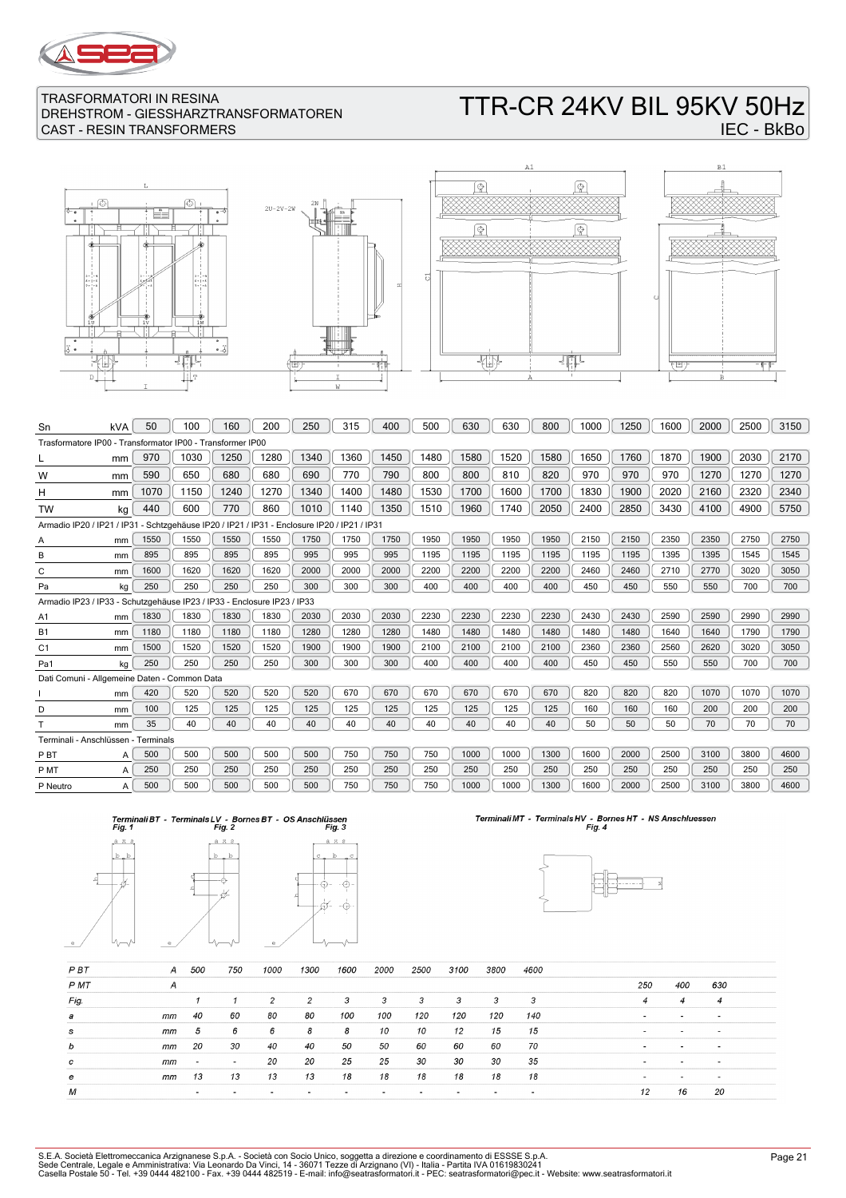TRASFORMATORI IN RESINA
DREHSTROM - GIESSHARZTRANSFORMATOREN
CAST - RESIN TRANSFORMERS

# TTR-CR 24KV BIL 95KV 50Hz

IEC - BkBo

| Sn | kVA | 50 | 100 | 160 | 200 | 250 | 315 | 400 | 500 | 630 | 630 | 800 | 1000 | 1250 | 1600 | 2000 | 2500 | 3150 |
|---|---|---|---|---|---|---|---|---|---|---|---|---|---|---|---|---|---|---|
| Trasformatore IP00 - Transformator IP00 - Transformer IP00 | | | | | | | | | | | | | | | | | | |
| L | mm | 970 | 1030 | 1250 | 1280 | 1340 | 1360 | 1450 | 1480 | 1580 | 1520 | 1580 | 1650 | 1760 | 1870 | 1900 | 2030 | 2170 |
| W | mm | 590 | 650 | 680 | 680 | 690 | 770 | 790 | 800 | 800 | 810 | 820 | 970 | 970 | 970 | 1270 | 1270 | 1270 |
| H | mm | 1070 | 1150 | 1240 | 1270 | 1340 | 1400 | 1480 | 1530 | 1700 | 1600 | 1700 | 1830 | 1900 | 2020 | 2160 | 2320 | 2340 |
| TW | kg | 440 | 600 | 770 | 860 | 1010 | 1140 | 1350 | 1510 | 1960 | 1740 | 2050 | 2400 | 2850 | 3430 | 4100 | 4900 | 5750 |
| Armadio IP20 / IP21 / IP31 - Schtzgehäuse IP20 / IP21 / IP31 - Enclosure IP20 / IP21 / IP31 | | | | | | | | | | | | | | | | | | |
| A | mm | 1550 | 1550 | 1550 | 1550 | 1750 | 1750 | 1750 | 1950 | 1950 | 1950 | 1950 | 2150 | 2150 | 2350 | 2350 | 2750 | 2750 |
| B | mm | 895 | 895 | 895 | 895 | 995 | 995 | 995 | 1195 | 1195 | 1195 | 1195 | 1195 | 1195 | 1395 | 1395 | 1545 | 1545 |
| C | mm | 1600 | 1620 | 1620 | 1620 | 2000 | 2000 | 2000 | 2200 | 2200 | 2200 | 2200 | 2460 | 2460 | 2710 | 2770 | 3020 | 3050 |
| Pa | kg | 250 | 250 | 250 | 250 | 300 | 300 | 300 | 400 | 400 | 400 | 400 | 450 | 450 | 550 | 550 | 700 | 700 |
| Armadio IP23 / IP33 - Schutzgehäuse IP23 / IP33 - Enclosure IP23 / IP33 | | | | | | | | | | | | | | | | | | |
| A1 | mm | 1830 | 1830 | 1830 | 1830 | 2030 | 2030 | 2030 | 2230 | 2230 | 2230 | 2230 | 2430 | 2430 | 2590 | 2590 | 2990 | 2990 |
| B1 | mm | 1180 | 1180 | 1180 | 1180 | 1280 | 1280 | 1280 | 1480 | 1480 | 1480 | 1480 | 1480 | 1480 | 1640 | 1640 | 1790 | 1790 |
| C1 | mm | 1500 | 1520 | 1520 | 1520 | 1900 | 1900 | 1900 | 2100 | 2100 | 2100 | 2100 | 2360 | 2360 | 2560 | 2620 | 3020 | 3050 |
| Pa1 | kg | 250 | 250 | 250 | 250 | 300 | 300 | 300 | 400 | 400 | 400 | 400 | 450 | 450 | 550 | 550 | 700 | 700 |
| Dati Comuni - Allgemeine Daten - Common Data | | | | | | | | | | | | | | | | | | |
| I | mm | 420 | 520 | 520 | 520 | 520 | 670 | 670 | 670 | 670 | 670 | 670 | 820 | 820 | 820 | 1070 | 1070 | 1070 |
| D | mm | 100 | 125 | 125 | 125 | 125 | 125 | 125 | 125 | 125 | 125 | 125 | 160 | 160 | 160 | 200 | 200 | 200 |
| T | mm | 35 | 40 | 40 | 40 | 40 | 40 | 40 | 40 | 40 | 40 | 40 | 50 | 50 | 50 | 70 | 70 | 70 |
| Terminali - Anschlüssen - Terminals | | | | | | | | | | | | | | | | | | |
| P BT | A | 500 | 500 | 500 | 500 | 500 | 750 | 750 | 750 | 1000 | 1000 | 1300 | 1600 | 2000 | 2500 | 3100 | 3800 | 4600 |
| P MT | A | 250 | 250 | 250 | 250 | 250 | 250 | 250 | 250 | 250 | 250 | 250 | 250 | 250 | 250 | 250 | 250 | 250 |
| P Neutro | A | 500 | 500 | 500 | 500 | 500 | 750 | 750 | 750 | 1000 | 1000 | 1300 | 1600 | 2000 | 2500 | 3100 | 3800 | 4600 |

*Terminali BT - Terminals LV - Bornes BT - OS Anschlüssen* — *Fig. 1*, *Fig. 2*, *Fig. 3*

*Terminali MT - Terminals HV - Bornes HT - NS Anschluessen* — *Fig. 4*

| P BT | A | 500 | 750 | 1000 | 1300 | 1600 | 2000 | 2500 | 3100 | 3800 | 4600 | | | |
|---|---|---|---|---|---|---|---|---|---|---|---|---|---|---|
| P MT | A | | | | | | | | | | | 250 | 400 | 630 |
| Fig. | | 1 | 1 | 2 | 2 | 3 | 3 | 3 | 3 | 3 | 3 | 4 | 4 | 4 |
| a | mm | 40 | 60 | 80 | 80 | 100 | 100 | 120 | 120 | 120 | 140 | - | - | - |
| s | mm | 5 | 6 | 6 | 8 | 8 | 10 | 10 | 12 | 15 | 15 | - | - | - |
| b | mm | 20 | 30 | 40 | 40 | 50 | 50 | 60 | 60 | 60 | 70 | - | - | - |
| c | mm | - | - | 20 | 20 | 25 | 25 | 30 | 30 | 30 | 35 | - | - | - |
| e | mm | 13 | 13 | 13 | 13 | 18 | 18 | 18 | 18 | 18 | 18 | - | - | - |
| M | | - | - | - | - | - | - | - | - | - | - | 12 | 16 | 20 |

S.E.A. Società Elettromeccanica Arzignanese S.p.A. - Società con Socio Unico, soggetta a direzione e coordinamento di ESSSE S.p.A.
Sede Centrale, Legale e Amministrativa: Via Leonardo Da Vinci, 14 - 36071 Tezze di Arzignano (VI) - Italia - Partita IVA 01619830241
Casella Postale 50 - Tel. +39 0444 482100 - Fax. +39 0444 482519 - E-mail: info@seatrasformatori.it - PEC: seatrasformatori@pec.it - Website: www.seatrasformatori.it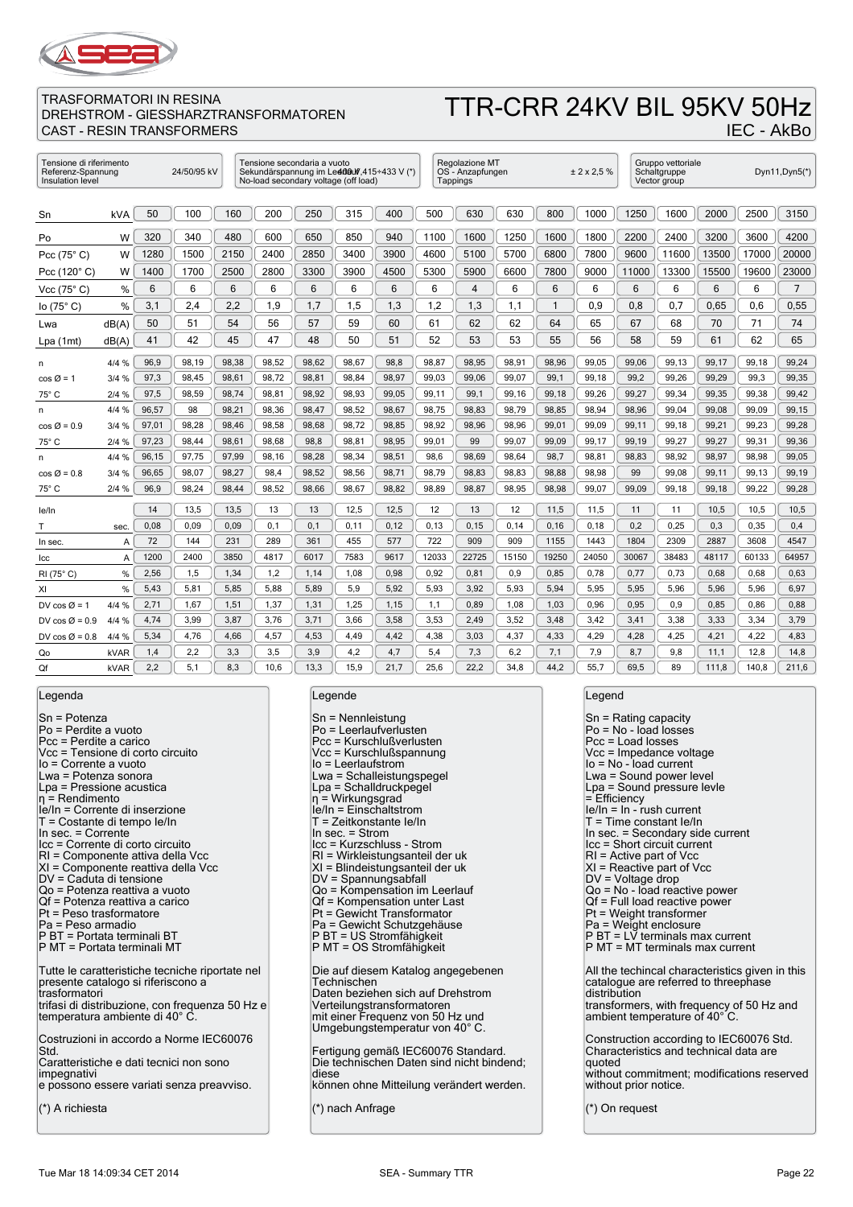TRASFORMATORI IN RESINA
DREHSTROM - GIESSHARZTRANSFORMATOREN
CAST - RESIN TRANSFORMERS

# TTR-CRR 24KV BIL 95KV 50Hz

IEC - AkBo

| Tensione di riferimento / Referenz-Spannung / Insulation level | Tensione secondaria a vuoto / Sekundärspannung im Leerlauf / No-load secondary voltage (off load) | Regolazione MT / OS - Anzapfungen / Tappings | Gruppo vettoriale / Schaltgruppe / Vector group |
|---|---|---|---|
| 24/50/95 kV | 400V,415÷433 V (*) | ± 2 x 2,5 % | Dyn11,Dyn5(*) |

| | | | | | | | | | | | | | | | | | | |
|---|---|---|---|---|---|---|---|---|---|---|---|---|---|---|---|---|---|---|
| Sn | kVA | 50 | 100 | 160 | 200 | 250 | 315 | 400 | 500 | 630 | 630 | 800 | 1000 | 1250 | 1600 | 2000 | 2500 | 3150 |
| Po | W | 320 | 340 | 480 | 600 | 650 | 850 | 940 | 1100 | 1600 | 1250 | 1600 | 1800 | 2200 | 2400 | 3200 | 3600 | 4200 |
| Pcc (75° C) | W | 1280 | 1500 | 2150 | 2400 | 2850 | 3400 | 3900 | 4600 | 5100 | 5700 | 6800 | 7800 | 9600 | 11600 | 13500 | 17000 | 20000 |
| Pcc (120° C) | W | 1400 | 1700 | 2500 | 2800 | 3300 | 3900 | 4500 | 5300 | 5900 | 6600 | 7800 | 9000 | 11000 | 13300 | 15500 | 19600 | 23000 |
| Vcc (75° C) | % | 6 | 6 | 6 | 6 | 6 | 6 | 6 | 6 | 4 | 6 | 6 | 6 | 6 | 6 | 6 | 6 | 7 |
| Io (75° C) | % | 3,1 | 2,4 | 2,2 | 1,9 | 1,7 | 1,5 | 1,3 | 1,2 | 1,3 | 1,1 | 1 | 0,9 | 0,8 | 0,7 | 0,65 | 0,6 | 0,55 |
| Lwa | dB(A) | 50 | 51 | 54 | 56 | 57 | 59 | 60 | 61 | 62 | 62 | 64 | 65 | 67 | 68 | 70 | 71 | 74 |
| Lpa (1mt) | dB(A) | 41 | 42 | 45 | 47 | 48 | 50 | 51 | 52 | 53 | 53 | 55 | 56 | 58 | 59 | 61 | 62 | 65 |
| n | 4/4 % | 96,9 | 98,19 | 98,38 | 98,52 | 98,62 | 98,67 | 98,8 | 98,87 | 98,95 | 98,91 | 98,96 | 99,05 | 99,06 | 99,13 | 99,17 | 99,18 | 99,24 |
| cos Ø = 1 | 3/4 % | 97,3 | 98,45 | 98,61 | 98,72 | 98,81 | 98,84 | 98,97 | 99,03 | 99,06 | 99,07 | 99,1 | 99,18 | 99,2 | 99,26 | 99,29 | 99,3 | 99,35 |
| 75° C | 2/4 % | 97,5 | 98,59 | 98,74 | 98,81 | 98,92 | 98,93 | 99,05 | 99,11 | 99,1 | 99,16 | 99,18 | 99,26 | 99,27 | 99,34 | 99,35 | 99,38 | 99,42 |
| n | 4/4 % | 96,57 | 98 | 98,21 | 98,36 | 98,47 | 98,52 | 98,67 | 98,75 | 98,83 | 98,79 | 98,85 | 98,94 | 98,96 | 99,04 | 99,08 | 99,09 | 99,15 |
| cos Ø = 0.9 | 3/4 % | 97,01 | 98,28 | 98,46 | 98,58 | 98,68 | 98,72 | 98,85 | 98,92 | 98,96 | 98,96 | 99,01 | 99,09 | 99,11 | 99,18 | 99,21 | 99,23 | 99,28 |
| 75° C | 2/4 % | 97,23 | 98,44 | 98,61 | 98,68 | 98,8 | 98,81 | 98,95 | 99,01 | 99 | 99,07 | 99,09 | 99,17 | 99,19 | 99,27 | 99,27 | 99,31 | 99,36 |
| n | 4/4 % | 96,15 | 97,75 | 97,99 | 98,16 | 98,28 | 98,34 | 98,51 | 98,6 | 98,69 | 98,64 | 98,7 | 98,81 | 98,83 | 98,92 | 98,97 | 98,98 | 99,05 |
| cos Ø = 0.8 | 3/4 % | 96,65 | 98,07 | 98,27 | 98,4 | 98,52 | 98,56 | 98,71 | 98,79 | 98,83 | 98,83 | 98,88 | 98,98 | 99 | 99,08 | 99,11 | 99,13 | 99,19 |
| 75° C | 2/4 % | 96,9 | 98,24 | 98,44 | 98,52 | 98,66 | 98,67 | 98,82 | 98,89 | 98,87 | 98,95 | 98,98 | 99,07 | 99,09 | 99,18 | 99,18 | 99,22 | 99,28 |
| Ie/In | | 14 | 13,5 | 13,5 | 13 | 13 | 12,5 | 12,5 | 12 | 13 | 12 | 11,5 | 11,5 | 11 | 11 | 10,5 | 10,5 | 10,5 |
| T | sec. | 0,08 | 0,09 | 0,09 | 0,1 | 0,1 | 0,11 | 0,12 | 0,13 | 0,15 | 0,14 | 0,16 | 0,18 | 0,2 | 0,25 | 0,3 | 0,35 | 0,4 |
| In sec. | A | 72 | 144 | 231 | 289 | 361 | 455 | 577 | 722 | 909 | 909 | 1155 | 1443 | 1804 | 2309 | 2887 | 3608 | 4547 |
| Icc | A | 1200 | 2400 | 3850 | 4817 | 6017 | 7583 | 9617 | 12033 | 22725 | 15150 | 19250 | 24050 | 30067 | 38483 | 48117 | 60133 | 64957 |
| Rl (75° C) | % | 2,56 | 1,5 | 1,34 | 1,2 | 1,14 | 1,08 | 0,98 | 0,92 | 0,81 | 0,9 | 0,85 | 0,78 | 0,77 | 0,73 | 0,68 | 0,68 | 0,63 |
| Xl | % | 5,43 | 5,81 | 5,85 | 5,88 | 5,89 | 5,9 | 5,92 | 5,93 | 3,92 | 5,93 | 5,94 | 5,95 | 5,95 | 5,96 | 5,96 | 5,96 | 6,97 |
| DV cos Ø = 1 | 4/4 % | 2,71 | 1,67 | 1,51 | 1,37 | 1,31 | 1,25 | 1,15 | 1,1 | 0,89 | 1,08 | 1,03 | 0,96 | 0,95 | 0,9 | 0,85 | 0,86 | 0,88 |
| DV cos Ø = 0.9 | 4/4 % | 4,74 | 3,99 | 3,87 | 3,76 | 3,71 | 3,66 | 3,58 | 3,53 | 2,49 | 3,52 | 3,48 | 3,42 | 3,41 | 3,38 | 3,33 | 3,34 | 3,79 |
| DV cos Ø = 0.8 | 4/4 % | 5,34 | 4,76 | 4,66 | 4,57 | 4,53 | 4,49 | 4,42 | 4,38 | 3,03 | 4,37 | 4,33 | 4,29 | 4,28 | 4,25 | 4,21 | 4,22 | 4,83 |
| Qo | kVAR | 1,4 | 2,2 | 3,3 | 3,5 | 3,9 | 4,2 | 4,7 | 5,4 | 7,3 | 6,2 | 7,1 | 7,9 | 8,7 | 9,8 | 11,1 | 12,8 | 14,8 |
| Qf | kVAR | 2,2 | 5,1 | 8,3 | 10,6 | 13,3 | 15,9 | 21,7 | 25,6 | 22,2 | 34,8 | 44,2 | 55,7 | 69,5 | 89 | 111,8 | 140,8 | 211,6 |

## Legenda

Sn = Potenza
Po = Perdite a vuoto
Pcc = Perdite a carico
Vcc = Tensione di corto circuito
Io = Corrente a vuoto
Lwa = Potenza sonora
Lpa = Pressione acustica
η = Rendimento
Ie/In = Corrente di inserzione
T = Costante di tempo Ie/In
In sec. = Corrente
Icc = Corrente di corto circuito
Rl = Componente attiva della Vcc
Xl = Componente reattiva della Vcc
DV = Caduta di tensione
Qo = Potenza reattiva a vuoto
Qf = Potenza reattiva a carico
Pt = Peso trasformatore
Pa = Peso armadio
P BT = Portata terminali BT
P MT = Portata terminali MT

Tutte le caratteristiche tecniche riportate nel presente catalogo si riferiscono a trasformatori trifasi di distribuzione, con frequenza 50 Hz e temperatura ambiente di 40° C.

Costruzioni in accordo a Norme IEC60076 Std.
Caratteristiche e dati tecnici non sono impegnativi e possono essere variati senza preavviso.

(*) A richiesta

## Legende

Sn = Nennleistung
Po = Leerlaufverlusten
Pcc = Kurschlußverlusten
Vcc = Kurschlußspannung
Io = Leerlaufstrom
Lwa = Schalleistungspegel
Lpa = Schalldruckpegel
η = Wirkungsgrad
Ie/In = Einschaltstrom
T = Zeitkonstante Ie/In
In sec. = Strom
Icc = Kurzschluss - Strom
Rl = Wirkleistungsanteil der uk
Xl = Blindeistungsanteil der uk
DV = Spannungsabfall
Qo = Kompensation im Leerlauf
Qf = Kompensation unter Last
Pt = Gewicht Transformator
Pa = Gewicht Schutzgehäuse
P BT = US Stromfähigkeit
P MT = OS Stromfähigkeit

Die auf diesem Katalog angegebenen Technischen Daten beziehen sich auf Drehstrom Verteilungstransformatoren mit einer Frequenz von 50 Hz und Umgebungstemperatur von 40° C.

Fertigung gemäß IEC60076 Standard.
Die technischen Daten sind nicht bindend; diese können ohne Mitteilung verändert werden.

(*) nach Anfrage

## Legend

Sn = Rating capacity
Po = No - load losses
Pcc = Load losses
Vcc = Impedance voltage
Io = No - load current
Lwa = Sound power level
Lpa = Sound pressure levle
= Efficiency
Ie/In = In - rush current
T = Time constant Ie/In
In sec. = Secondary side current
Icc = Short circuit current
Rl = Active part of Vcc
Xl = Reactive part of Vcc
DV = Voltage drop
Qo = No - load reactive power
Qf = Full load reactive power
Pt = Weight transformer
Pa = Weight enclosure
P BT = LV terminals max current
P MT = MT terminals max current

All the techincal characteristics given in this catalogue are referred to threephase distribution transformers, with frequency of 50 Hz and ambient temperature of 40° C.

Construction according to IEC60076 Std.
Characteristics and technical data are quoted without commitment; modifications reserved without prior notice.

(*) On request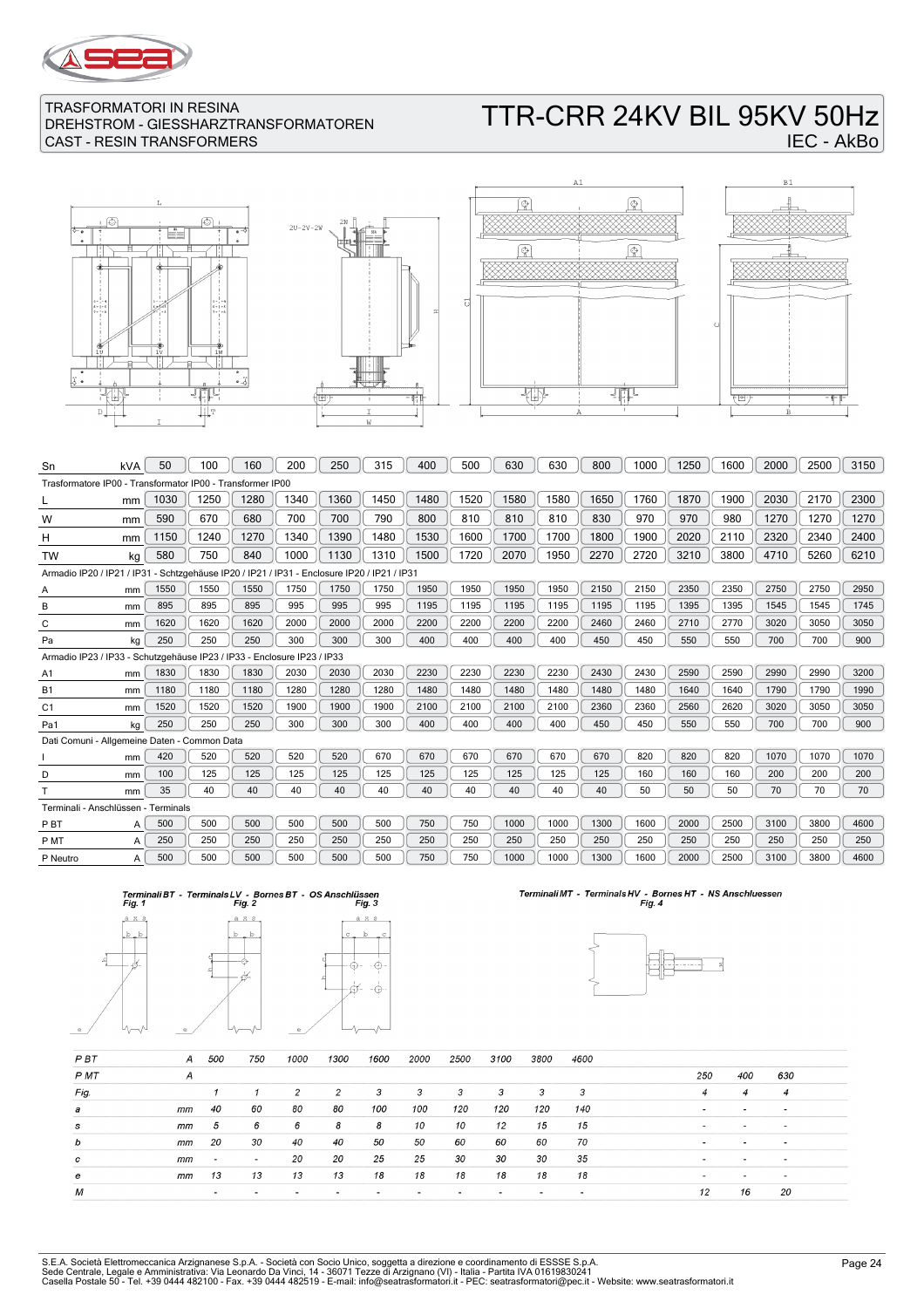TRASFORMATORI IN RESINA
DREHSTROM - GIESSHARZTRANSFORMATOREN
CAST - RESIN TRANSFORMERS

# TTR-CRR 24KV BIL 95KV 50Hz

IEC - AkBo

| Sn | kVA | 50 | 100 | 160 | 200 | 250 | 315 | 400 | 500 | 630 | 630 | 800 | 1000 | 1250 | 1600 | 2000 | 2500 | 3150 |
|---|---|---|---|---|---|---|---|---|---|---|---|---|---|---|---|---|---|---|
| Trasformatore IP00 - Transformator IP00 - Transformer IP00 | | | | | | | | | | | | | | | | | | |
| L | mm | 1030 | 1250 | 1280 | 1340 | 1360 | 1450 | 1480 | 1520 | 1580 | 1580 | 1650 | 1760 | 1870 | 1900 | 2030 | 2170 | 2300 |
| W | mm | 590 | 670 | 680 | 700 | 700 | 790 | 800 | 810 | 810 | 810 | 830 | 970 | 970 | 980 | 1270 | 1270 | 1270 |
| H | mm | 1150 | 1240 | 1270 | 1340 | 1390 | 1480 | 1530 | 1600 | 1700 | 1700 | 1800 | 1900 | 2020 | 2110 | 2320 | 2340 | 2400 |
| TW | kg | 580 | 750 | 840 | 1000 | 1130 | 1310 | 1500 | 1720 | 2070 | 1950 | 2270 | 2720 | 3210 | 3800 | 4710 | 5260 | 6210 |
| Armadio IP20 / IP21 / IP31 - Schtzgehäuse IP20 / IP21 / IP31 - Enclosure IP20 / IP21 / IP31 | | | | | | | | | | | | | | | | | | |
| A | mm | 1550 | 1550 | 1550 | 1750 | 1750 | 1750 | 1950 | 1950 | 1950 | 1950 | 2150 | 2150 | 2350 | 2350 | 2750 | 2750 | 2950 |
| B | mm | 895 | 895 | 895 | 995 | 995 | 995 | 1195 | 1195 | 1195 | 1195 | 1195 | 1195 | 1395 | 1395 | 1545 | 1545 | 1745 |
| C | mm | 1620 | 1620 | 1620 | 2000 | 2000 | 2000 | 2200 | 2200 | 2200 | 2200 | 2460 | 2460 | 2710 | 2770 | 3020 | 3050 | 3050 |
| Pa | kg | 250 | 250 | 250 | 300 | 300 | 300 | 400 | 400 | 400 | 400 | 450 | 450 | 550 | 550 | 700 | 700 | 900 |
| Armadio IP23 / IP33 - Schutzgehäuse IP23 / IP33 - Enclosure IP23 / IP33 | | | | | | | | | | | | | | | | | | |
| A1 | mm | 1830 | 1830 | 1830 | 2030 | 2030 | 2030 | 2230 | 2230 | 2230 | 2230 | 2430 | 2430 | 2590 | 2590 | 2990 | 2990 | 3200 |
| B1 | mm | 1180 | 1180 | 1180 | 1280 | 1280 | 1280 | 1480 | 1480 | 1480 | 1480 | 1480 | 1480 | 1640 | 1640 | 1790 | 1790 | 1990 |
| C1 | mm | 1520 | 1520 | 1520 | 1900 | 1900 | 1900 | 2100 | 2100 | 2100 | 2100 | 2360 | 2360 | 2560 | 2620 | 3020 | 3050 | 3050 |
| Pa1 | kg | 250 | 250 | 250 | 300 | 300 | 300 | 400 | 400 | 400 | 400 | 450 | 450 | 550 | 550 | 700 | 700 | 900 |
| Dati Comuni - Allgemeine Daten - Common Data | | | | | | | | | | | | | | | | | | |
| I | mm | 420 | 520 | 520 | 520 | 520 | 670 | 670 | 670 | 670 | 670 | 670 | 820 | 820 | 820 | 1070 | 1070 | 1070 |
| D | mm | 100 | 125 | 125 | 125 | 125 | 125 | 125 | 125 | 125 | 125 | 125 | 160 | 160 | 160 | 200 | 200 | 200 |
| T | mm | 35 | 40 | 40 | 40 | 40 | 40 | 40 | 40 | 40 | 40 | 40 | 50 | 50 | 50 | 70 | 70 | 70 |
| Terminali - Anschlüssen - Terminals | | | | | | | | | | | | | | | | | | |
| P BT | A | 500 | 500 | 500 | 500 | 500 | 500 | 750 | 750 | 1000 | 1000 | 1300 | 1600 | 2000 | 2500 | 3100 | 3800 | 4600 |
| P MT | A | 250 | 250 | 250 | 250 | 250 | 250 | 250 | 250 | 250 | 250 | 250 | 250 | 250 | 250 | 250 | 250 | 250 |
| P Neutro | A | 500 | 500 | 500 | 500 | 500 | 500 | 750 | 750 | 1000 | 1000 | 1300 | 1600 | 2000 | 2500 | 3100 | 3800 | 4600 |

*Terminali BT - Terminals LV - Bornes BT - OS Anschlüssen*
*Fig. 1 Fig. 2 Fig. 3*

*Terminali MT - Terminals HV - Bornes HT - NS Anschluessen*
*Fig. 4*

| | | | | | | | | | | | | | | |
|---|---|---|---|---|---|---|---|---|---|---|---|---|---|---|
| P BT | A | 500 | 750 | 1000 | 1300 | 1600 | 2000 | 2500 | 3100 | 3800 | 4600 | | | |
| P MT | A | | | | | | | | | | | 250 | 400 | 630 |
| Fig. | | 1 | 1 | 2 | 2 | 3 | 3 | 3 | 3 | 3 | 3 | 4 | 4 | 4 |
| a | mm | 40 | 60 | 80 | 80 | 100 | 100 | 120 | 120 | 120 | 140 | - | - | - |
| s | mm | 5 | 6 | 6 | 8 | 8 | 10 | 10 | 12 | 15 | 15 | - | - | - |
| b | mm | 20 | 30 | 40 | 40 | 50 | 50 | 60 | 60 | 60 | 70 | - | - | - |
| c | mm | - | - | 20 | 20 | 25 | 25 | 30 | 30 | 30 | 35 | - | - | - |
| e | mm | 13 | 13 | 13 | 13 | 18 | 18 | 18 | 18 | 18 | 18 | - | - | - |
| M | | - | - | - | - | - | - | - | - | - | - | 12 | 16 | 20 |

S.E.A. Società Elettromeccanica Arzignanese S.p.A. - Società con Socio Unico, soggetta a direzione e coordinamento di ESSSE S.p.A.
Sede Centrale, Legale e Amministrativa: Via Leonardo Da Vinci, 14 - 36071 Tezze di Arzignano (VI) - Italia - Partita IVA 01619830241
Casella Postale 50 - Tel. +39 0444 482100 - Fax. +39 0444 482519 - E-mail: info@seatrasformatori.it - PEC: seatrasformatori@pec.it - Website: www.seatrasformatori.it